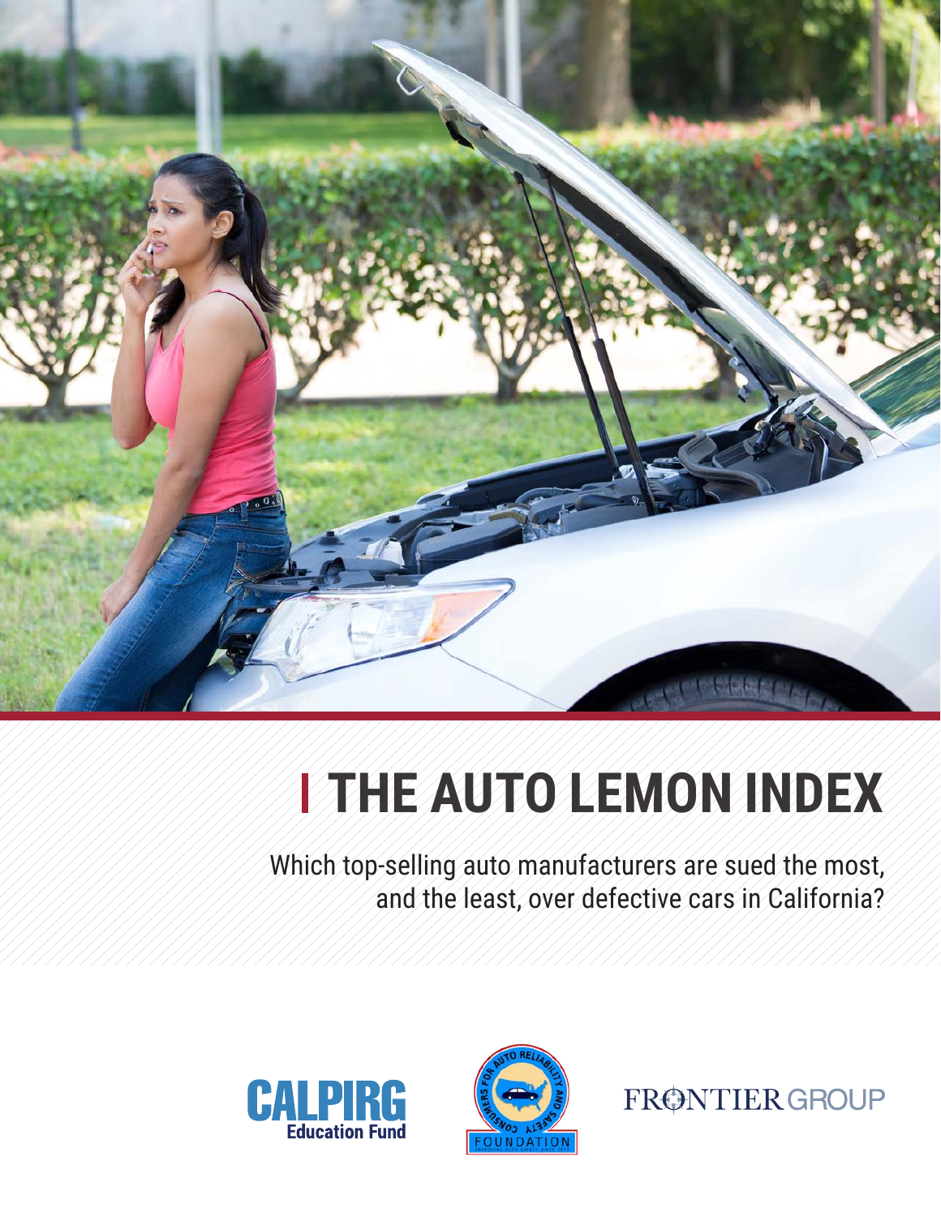# THE AUTO LEMON INDEX

Which top-selling auto manufacturers are sued the most, and the least, over defective cars in California?

CALPIRG Education Fund

CONSUMERS FOR AUTO RELIABILITY AND SAFETY FOUNDATION

FRONTIER GROUP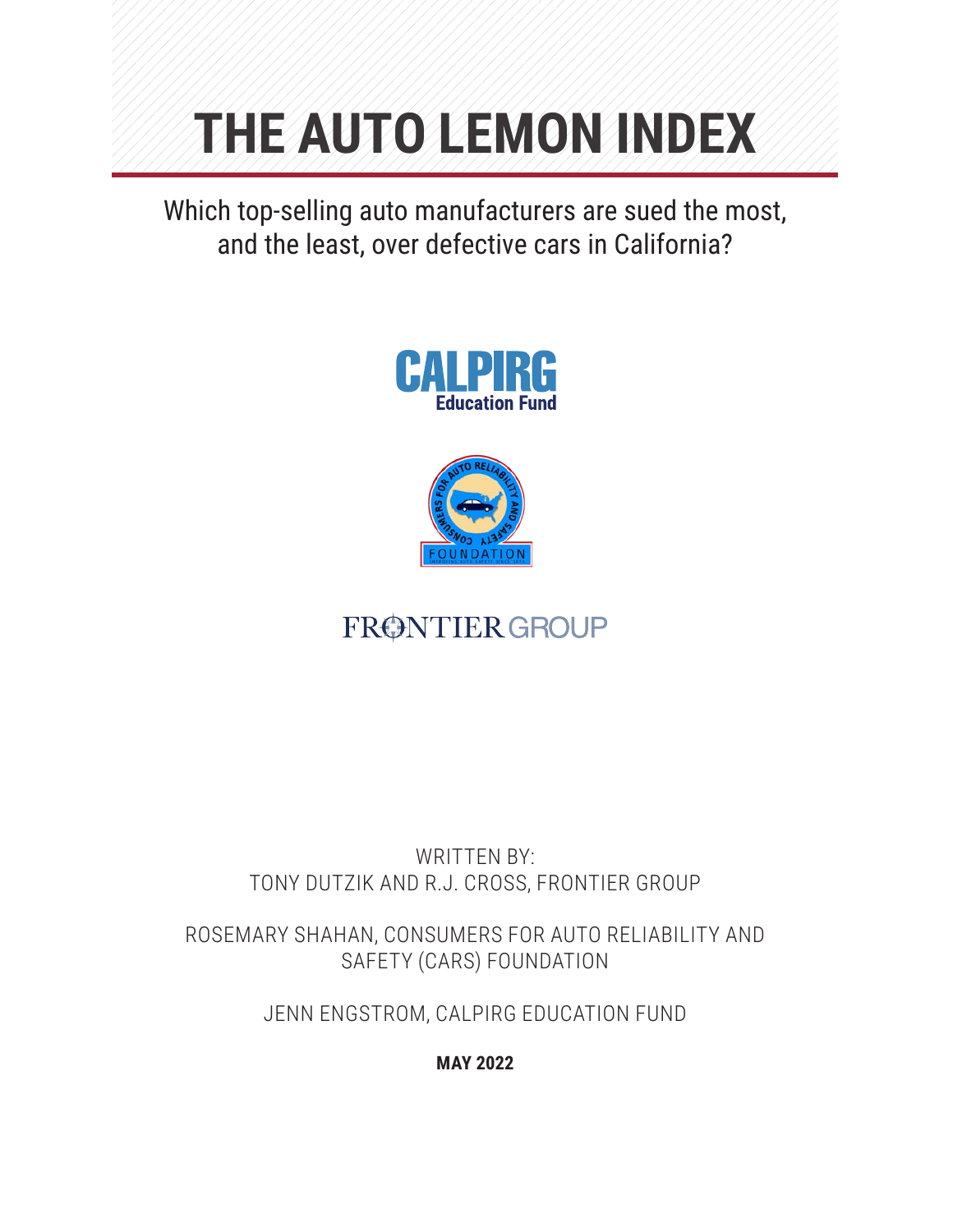# THE AUTO LEMON INDEX

Which top-selling auto manufacturers are sued the most, and the least, over defective cars in California?

CALPIRG Education Fund

CONSUMERS FOR AUTO RELIABILITY AND SAFETY FOUNDATION

FRONTIER GROUP

WRITTEN BY:
TONY DUTZIK AND R.J. CROSS, FRONTIER GROUP

ROSEMARY SHAHAN, CONSUMERS FOR AUTO RELIABILITY AND SAFETY (CARS) FOUNDATION

JENN ENGSTROM, CALPIRG EDUCATION FUND

**MAY 2022**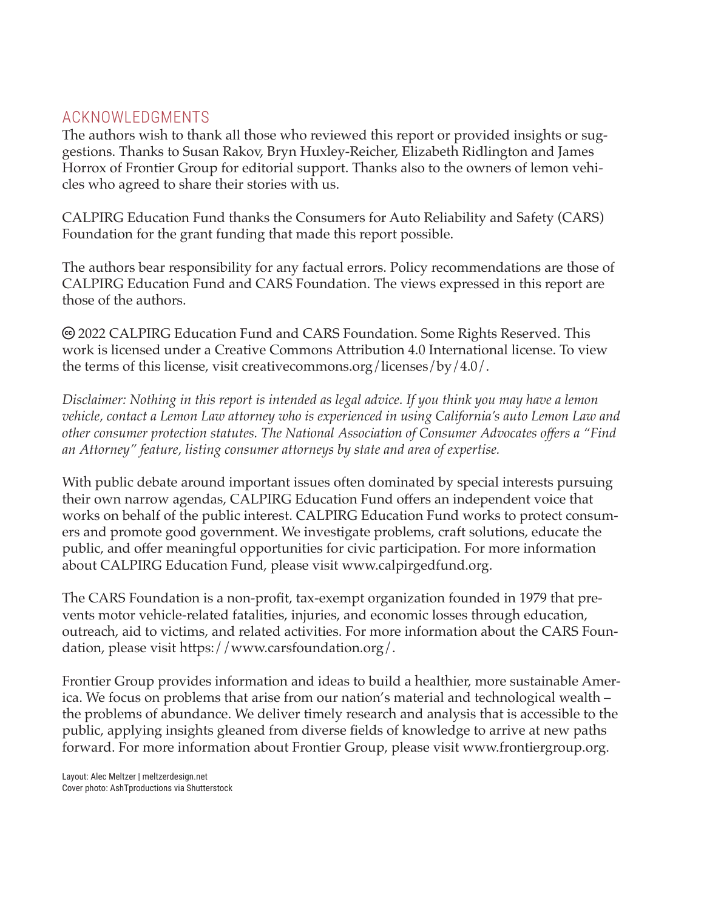## ACKNOWLEDGMENTS

The authors wish to thank all those who reviewed this report or provided insights or suggestions. Thanks to Susan Rakov, Bryn Huxley-Reicher, Elizabeth Ridlington and James Horrox of Frontier Group for editorial support. Thanks also to the owners of lemon vehicles who agreed to share their stories with us.

CALPIRG Education Fund thanks the Consumers for Auto Reliability and Safety (CARS) Foundation for the grant funding that made this report possible.

The authors bear responsibility for any factual errors. Policy recommendations are those of CALPIRG Education Fund and CARS Foundation. The views expressed in this report are those of the authors.

© 2022 CALPIRG Education Fund and CARS Foundation. Some Rights Reserved. This work is licensed under a Creative Commons Attribution 4.0 International license. To view the terms of this license, visit creativecommons.org/licenses/by/4.0/.

*Disclaimer: Nothing in this report is intended as legal advice. If you think you may have a lemon vehicle, contact a Lemon Law attorney who is experienced in using California's auto Lemon Law and other consumer protection statutes. The National Association of Consumer Advocates offers a "Find an Attorney" feature, listing consumer attorneys by state and area of expertise.*

With public debate around important issues often dominated by special interests pursuing their own narrow agendas, CALPIRG Education Fund offers an independent voice that works on behalf of the public interest. CALPIRG Education Fund works to protect consumers and promote good government. We investigate problems, craft solutions, educate the public, and offer meaningful opportunities for civic participation. For more information about CALPIRG Education Fund, please visit www.calpirgedfund.org.

The CARS Foundation is a non-profit, tax-exempt organization founded in 1979 that prevents motor vehicle-related fatalities, injuries, and economic losses through education, outreach, aid to victims, and related activities. For more information about the CARS Foundation, please visit https://www.carsfoundation.org/.

Frontier Group provides information and ideas to build a healthier, more sustainable America. We focus on problems that arise from our nation's material and technological wealth – the problems of abundance. We deliver timely research and analysis that is accessible to the public, applying insights gleaned from diverse fields of knowledge to arrive at new paths forward. For more information about Frontier Group, please visit www.frontiergroup.org.

Layout: Alec Meltzer | meltzerdesign.net
Cover photo: AshTproductions via Shutterstock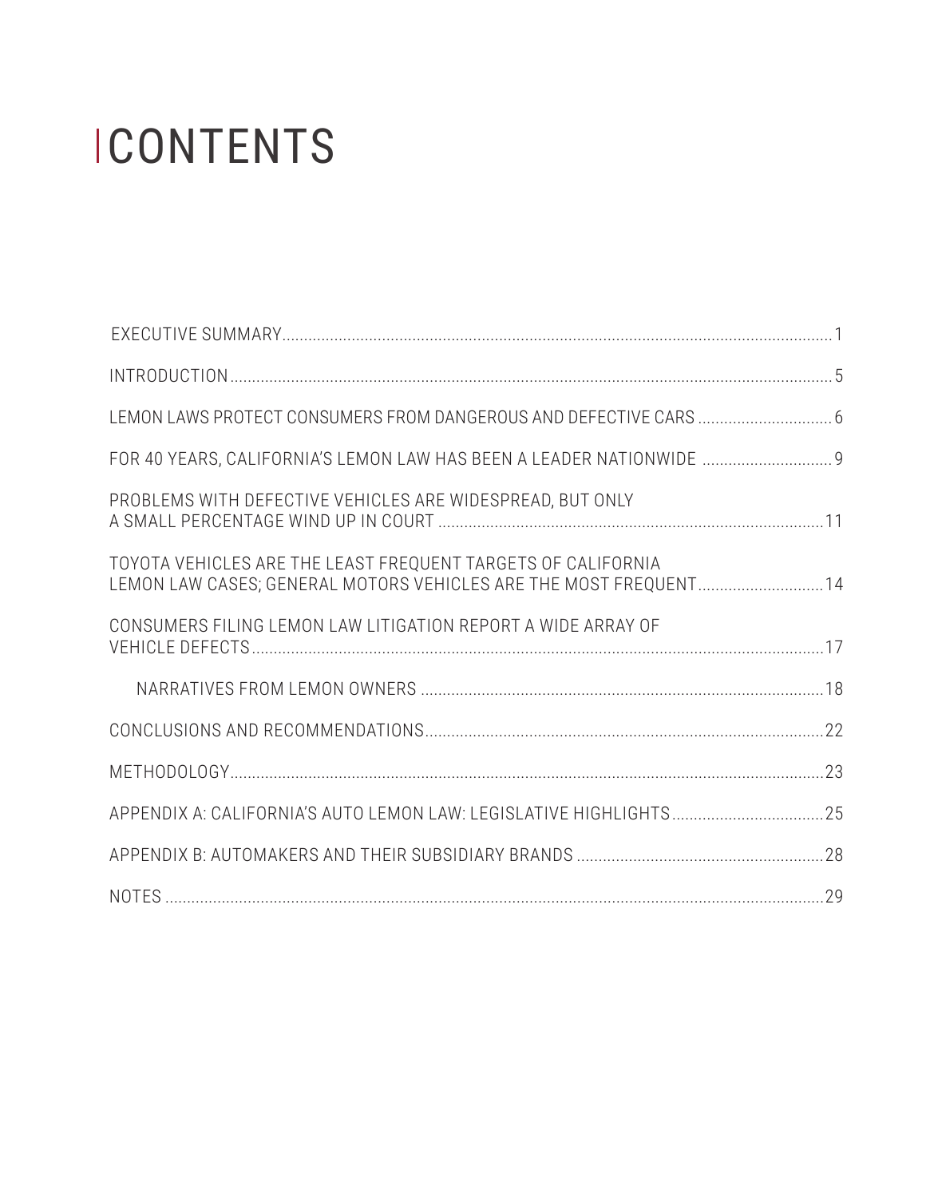# CONTENTS

| | |
|---|---|
| EXECUTIVE SUMMARY | 1 |
| INTRODUCTION | 5 |
| LEMON LAWS PROTECT CONSUMERS FROM DANGEROUS AND DEFECTIVE CARS | 6 |
| FOR 40 YEARS, CALIFORNIA'S LEMON LAW HAS BEEN A LEADER NATIONWIDE | 9 |
| PROBLEMS WITH DEFECTIVE VEHICLES ARE WIDESPREAD, BUT ONLY A SMALL PERCENTAGE WIND UP IN COURT | 11 |
| TOYOTA VEHICLES ARE THE LEAST FREQUENT TARGETS OF CALIFORNIA LEMON LAW CASES; GENERAL MOTORS VEHICLES ARE THE MOST FREQUENT | 14 |
| CONSUMERS FILING LEMON LAW LITIGATION REPORT A WIDE ARRAY OF VEHICLE DEFECTS | 17 |
| NARRATIVES FROM LEMON OWNERS | 18 |
| CONCLUSIONS AND RECOMMENDATIONS | 22 |
| METHODOLOGY | 23 |
| APPENDIX A: CALIFORNIA'S AUTO LEMON LAW: LEGISLATIVE HIGHLIGHTS | 25 |
| APPENDIX B: AUTOMAKERS AND THEIR SUBSIDIARY BRANDS | 28 |
| NOTES | 29 |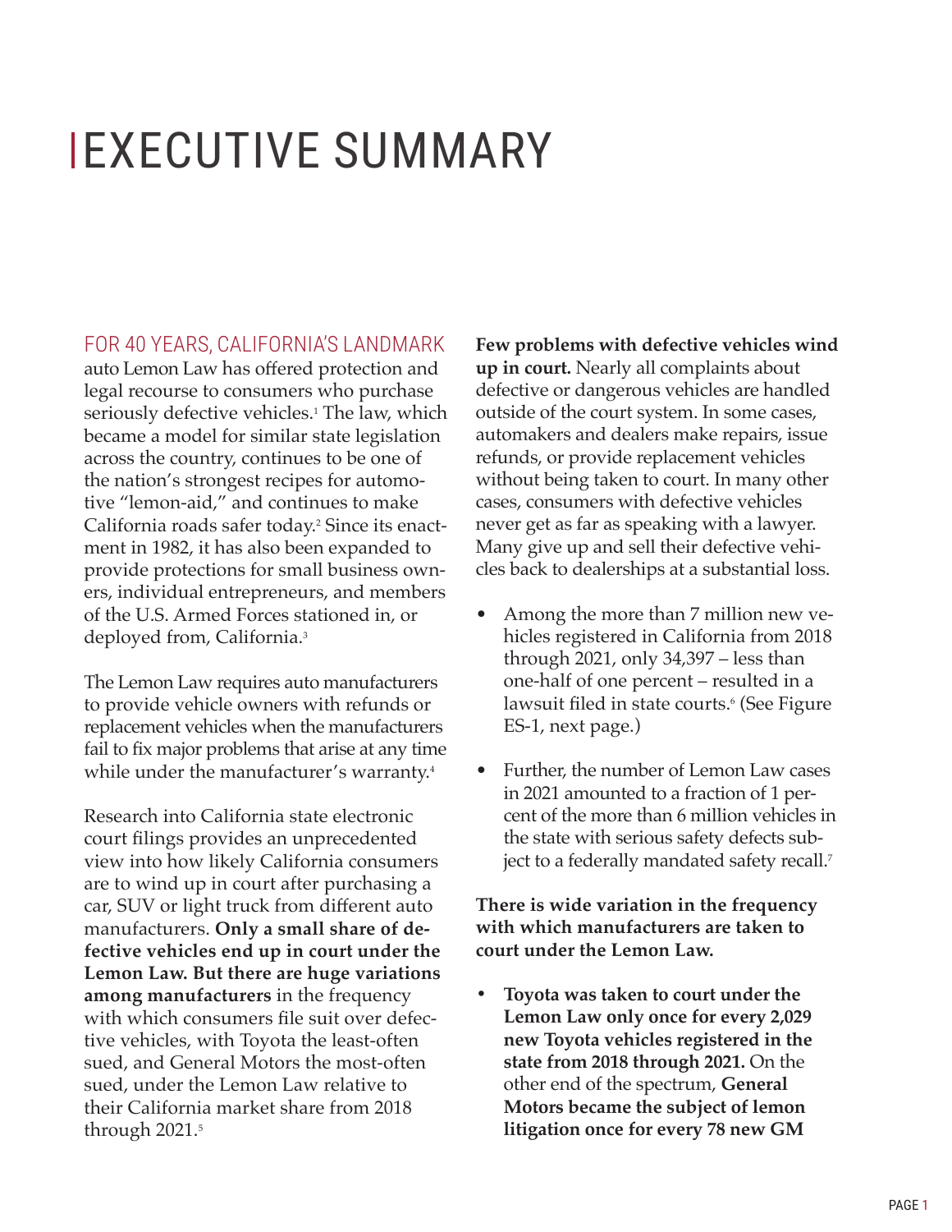# EXECUTIVE SUMMARY

FOR 40 YEARS, CALIFORNIA'S LANDMARK auto Lemon Law has offered protection and legal recourse to consumers who purchase seriously defective vehicles.[1] The law, which became a model for similar state legislation across the country, continues to be one of the nation's strongest recipes for automotive "lemon-aid," and continues to make California roads safer today.[2] Since its enactment in 1982, it has also been expanded to provide protections for small business owners, individual entrepreneurs, and members of the U.S. Armed Forces stationed in, or deployed from, California.[3]

The Lemon Law requires auto manufacturers to provide vehicle owners with refunds or replacement vehicles when the manufacturers fail to fix major problems that arise at any time while under the manufacturer's warranty.[4]

Research into California state electronic court filings provides an unprecedented view into how likely California consumers are to wind up in court after purchasing a car, SUV or light truck from different auto manufacturers. **Only a small share of defective vehicles end up in court under the Lemon Law. But there are huge variations among manufacturers** in the frequency with which consumers file suit over defective vehicles, with Toyota the least-often sued, and General Motors the most-often sued, under the Lemon Law relative to their California market share from 2018 through 2021.[5]

**Few problems with defective vehicles wind up in court.** Nearly all complaints about defective or dangerous vehicles are handled outside of the court system. In some cases, automakers and dealers make repairs, issue refunds, or provide replacement vehicles without being taken to court. In many other cases, consumers with defective vehicles never get as far as speaking with a lawyer. Many give up and sell their defective vehicles back to dealerships at a substantial loss.

- Among the more than 7 million new vehicles registered in California from 2018 through 2021, only 34,397 – less than one-half of one percent – resulted in a lawsuit filed in state courts.[6] (See Figure ES-1, next page.)
- Further, the number of Lemon Law cases in 2021 amounted to a fraction of 1 percent of the more than 6 million vehicles in the state with serious safety defects subject to a federally mandated safety recall.[7]

**There is wide variation in the frequency with which manufacturers are taken to court under the Lemon Law.**

- **Toyota was taken to court under the Lemon Law only once for every 2,029 new Toyota vehicles registered in the state from 2018 through 2021.** On the other end of the spectrum, **General Motors became the subject of lemon litigation once for every 78 new GM**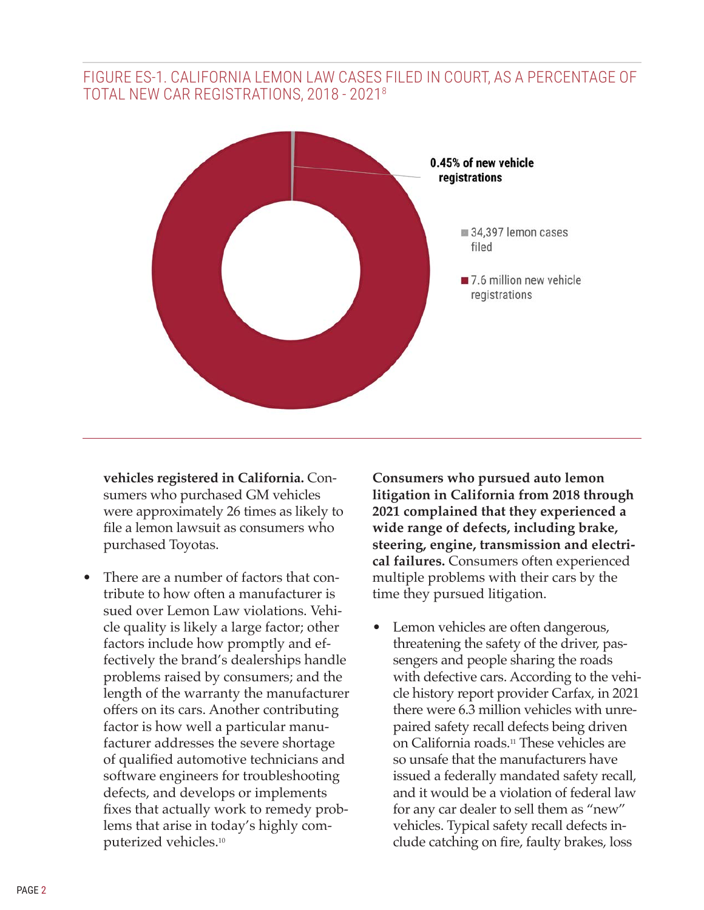FIGURE ES-1. CALIFORNIA LEMON LAW CASES FILED IN COURT, AS A PERCENTAGE OF TOTAL NEW CAR REGISTRATIONS, 2018 - 2021[8]

**0.45% of new vehicle registrations**

- 34,397 lemon cases filed
- 7.6 million new vehicle registrations

**vehicles registered in California.** Consumers who purchased GM vehicles were approximately 26 times as likely to file a lemon lawsuit as consumers who purchased Toyotas.

- There are a number of factors that contribute to how often a manufacturer is sued over Lemon Law violations. Vehicle quality is likely a large factor; other factors include how promptly and effectively the brand's dealerships handle problems raised by consumers; and the length of the warranty the manufacturer offers on its cars. Another contributing factor is how well a particular manufacturer addresses the severe shortage of qualified automotive technicians and software engineers for troubleshooting defects, and develops or implements fixes that actually work to remedy problems that arise in today's highly computerized vehicles.[10]

**Consumers who pursued auto lemon litigation in California from 2018 through 2021 complained that they experienced a wide range of defects, including brake, steering, engine, transmission and electrical failures.** Consumers often experienced multiple problems with their cars by the time they pursued litigation.

- Lemon vehicles are often dangerous, threatening the safety of the driver, passengers and people sharing the roads with defective cars. According to the vehicle history report provider Carfax, in 2021 there were 6.3 million vehicles with unrepaired safety recall defects being driven on California roads.[11] These vehicles are so unsafe that the manufacturers have issued a federally mandated safety recall, and it would be a violation of federal law for any car dealer to sell them as "new" vehicles. Typical safety recall defects include catching on fire, faulty brakes, loss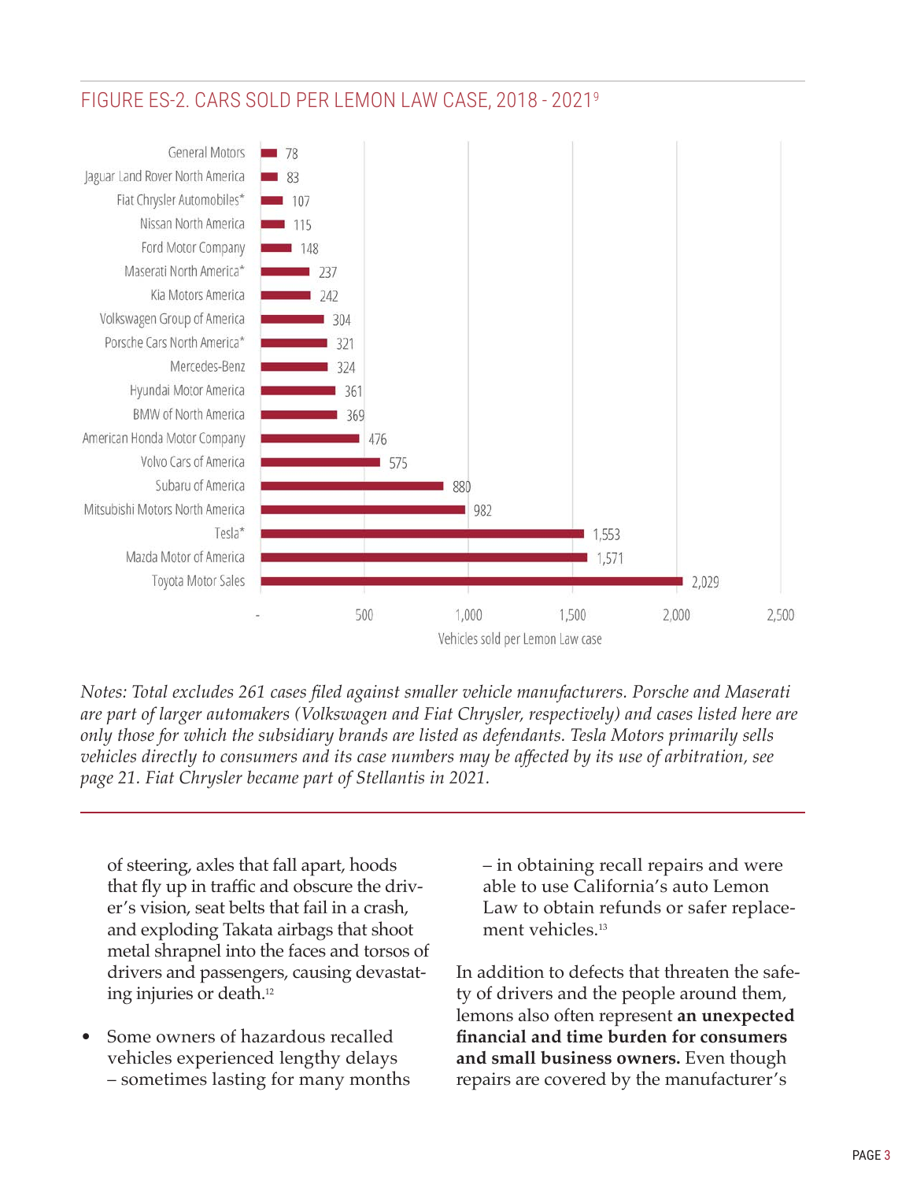## FIGURE ES-2. CARS SOLD PER LEMON LAW CASE, 2018 - 2021[9]

| Manufacturer | Vehicles sold per Lemon Law case |
|---|---|
| General Motors | 78 |
| Jaguar Land Rover North America | 83 |
| Fiat Chrysler Automobiles* | 107 |
| Nissan North America | 115 |
| Ford Motor Company | 148 |
| Maserati North America* | 237 |
| Kia Motors America | 242 |
| Volkswagen Group of America | 304 |
| Porsche Cars North America* | 321 |
| Mercedes-Benz | 324 |
| Hyundai Motor America | 361 |
| BMW of North America | 369 |
| American Honda Motor Company | 476 |
| Volvo Cars of America | 575 |
| Subaru of America | 880 |
| Mitsubishi Motors North America | 982 |
| Tesla* | 1,553 |
| Mazda Motor of America | 1,571 |
| Toyota Motor Sales | 2,029 |

*Notes: Total excludes 261 cases filed against smaller vehicle manufacturers. Porsche and Maserati are part of larger automakers (Volkswagen and Fiat Chrysler, respectively) and cases listed here are only those for which the subsidiary brands are listed as defendants. Tesla Motors primarily sells vehicles directly to consumers and its case numbers may be affected by its use of arbitration, see page 21. Fiat Chrysler became part of Stellantis in 2021.*

of steering, axles that fall apart, hoods that fly up in traffic and obscure the driver's vision, seat belts that fail in a crash, and exploding Takata airbags that shoot metal shrapnel into the faces and torsos of drivers and passengers, causing devastating injuries or death.[12]

- Some owners of hazardous recalled vehicles experienced lengthy delays – sometimes lasting for many months – in obtaining recall repairs and were able to use California's auto Lemon Law to obtain refunds or safer replacement vehicles.[13]

In addition to defects that threaten the safety of drivers and the people around them, lemons also often represent **an unexpected financial and time burden for consumers and small business owners.** Even though repairs are covered by the manufacturer's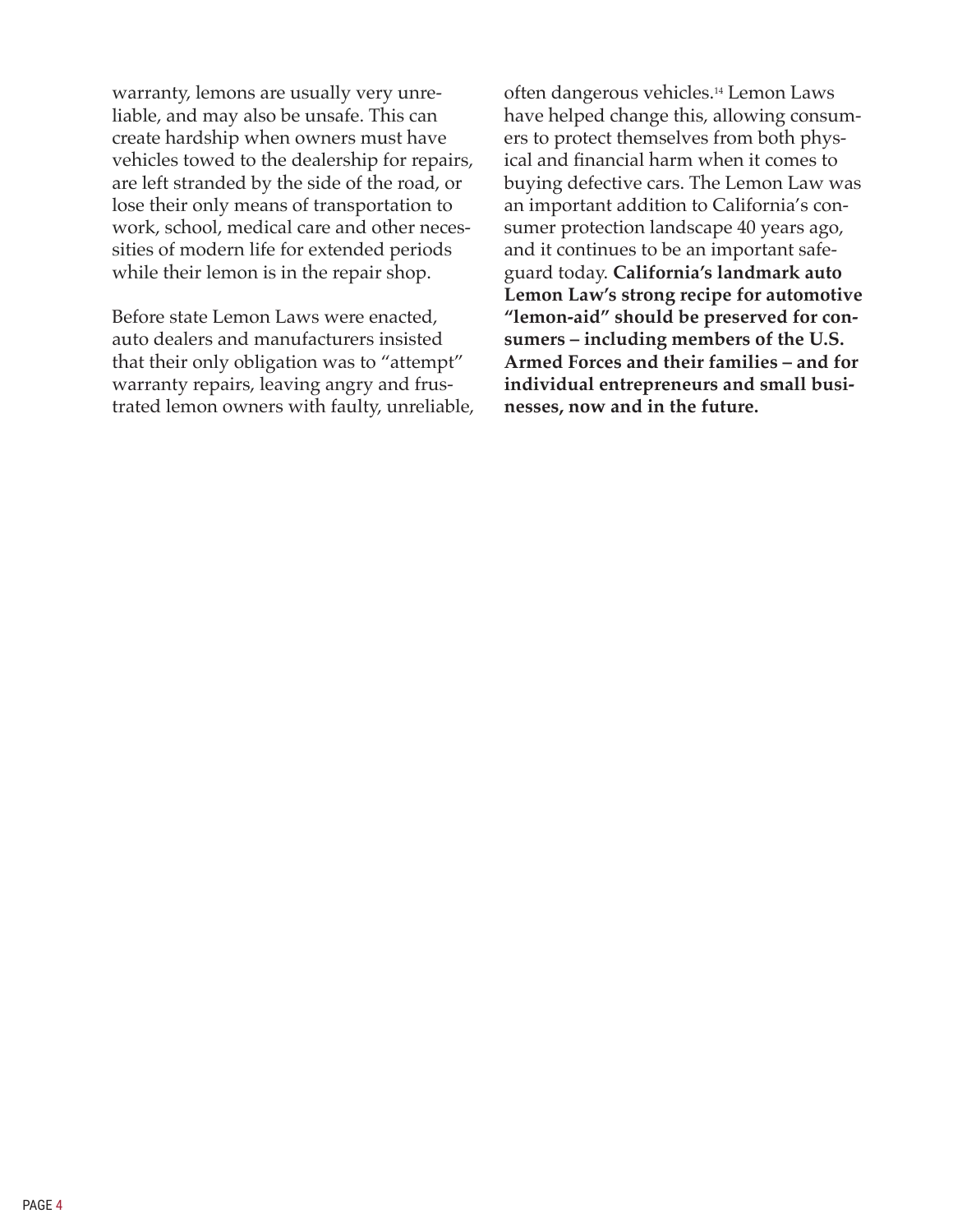warranty, lemons are usually very unreliable, and may also be unsafe. This can create hardship when owners must have vehicles towed to the dealership for repairs, are left stranded by the side of the road, or lose their only means of transportation to work, school, medical care and other necessities of modern life for extended periods while their lemon is in the repair shop.

Before state Lemon Laws were enacted, auto dealers and manufacturers insisted that their only obligation was to "attempt" warranty repairs, leaving angry and frustrated lemon owners with faulty, unreliable, often dangerous vehicles.[14] Lemon Laws have helped change this, allowing consumers to protect themselves from both physical and financial harm when it comes to buying defective cars. The Lemon Law was an important addition to California's consumer protection landscape 40 years ago, and it continues to be an important safeguard today. **California's landmark auto Lemon Law's strong recipe for automotive "lemon-aid" should be preserved for consumers – including members of the U.S. Armed Forces and their families – and for individual entrepreneurs and small businesses, now and in the future.**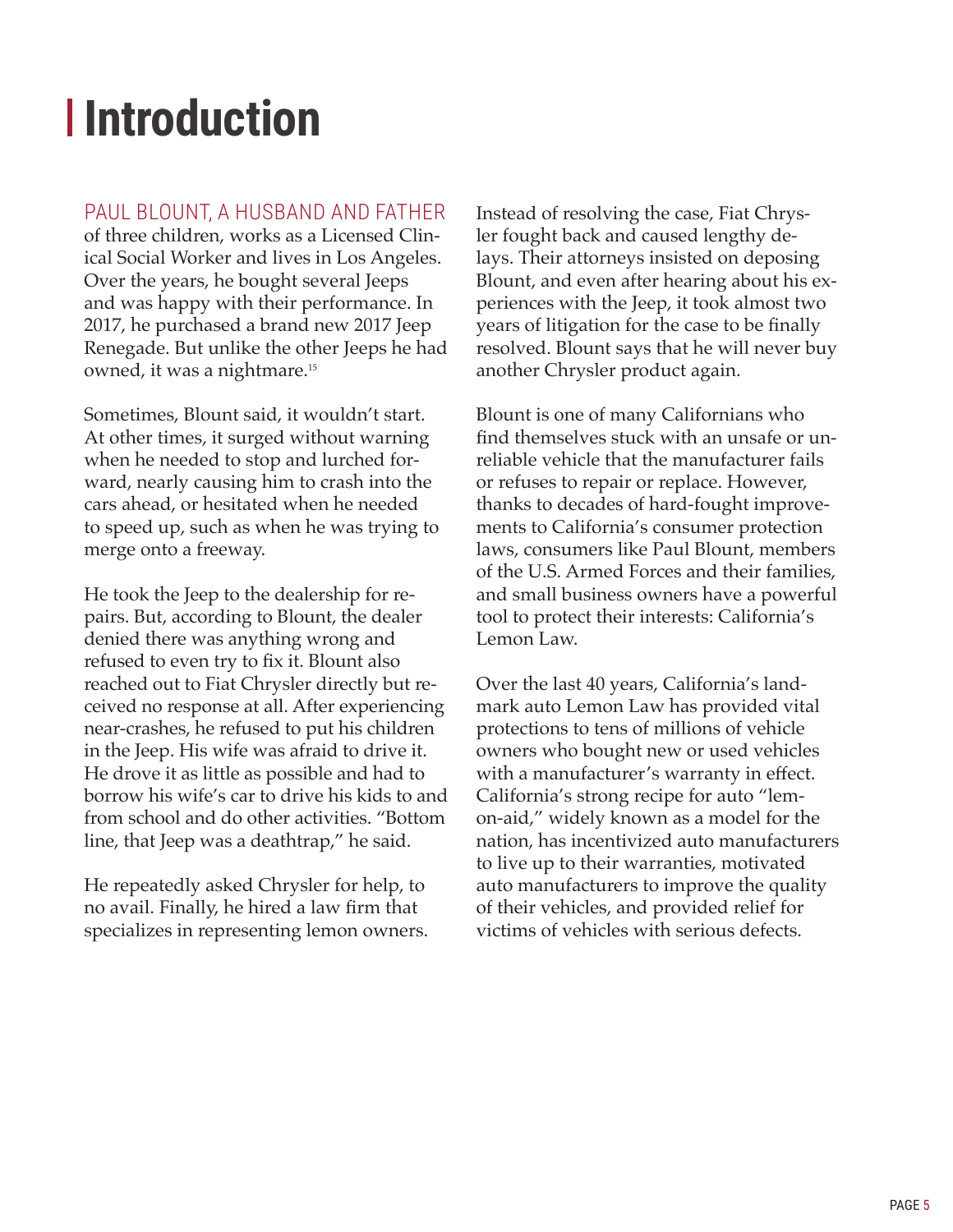# Introduction

PAUL BLOUNT, A HUSBAND AND FATHER of three children, works as a Licensed Clinical Social Worker and lives in Los Angeles. Over the years, he bought several Jeeps and was happy with their performance. In 2017, he purchased a brand new 2017 Jeep Renegade. But unlike the other Jeeps he had owned, it was a nightmare.[15]

Sometimes, Blount said, it wouldn't start. At other times, it surged without warning when he needed to stop and lurched forward, nearly causing him to crash into the cars ahead, or hesitated when he needed to speed up, such as when he was trying to merge onto a freeway.

He took the Jeep to the dealership for repairs. But, according to Blount, the dealer denied there was anything wrong and refused to even try to fix it. Blount also reached out to Fiat Chrysler directly but received no response at all. After experiencing near-crashes, he refused to put his children in the Jeep. His wife was afraid to drive it. He drove it as little as possible and had to borrow his wife's car to drive his kids to and from school and do other activities. "Bottom line, that Jeep was a deathtrap," he said.

He repeatedly asked Chrysler for help, to no avail. Finally, he hired a law firm that specializes in representing lemon owners. Instead of resolving the case, Fiat Chrysler fought back and caused lengthy delays. Their attorneys insisted on deposing Blount, and even after hearing about his experiences with the Jeep, it took almost two years of litigation for the case to be finally resolved. Blount says that he will never buy another Chrysler product again.

Blount is one of many Californians who find themselves stuck with an unsafe or unreliable vehicle that the manufacturer fails or refuses to repair or replace. However, thanks to decades of hard-fought improvements to California's consumer protection laws, consumers like Paul Blount, members of the U.S. Armed Forces and their families, and small business owners have a powerful tool to protect their interests: California's Lemon Law.

Over the last 40 years, California's landmark auto Lemon Law has provided vital protections to tens of millions of vehicle owners who bought new or used vehicles with a manufacturer's warranty in effect. California's strong recipe for auto "lemon-aid," widely known as a model for the nation, has incentivized auto manufacturers to live up to their warranties, motivated auto manufacturers to improve the quality of their vehicles, and provided relief for victims of vehicles with serious defects.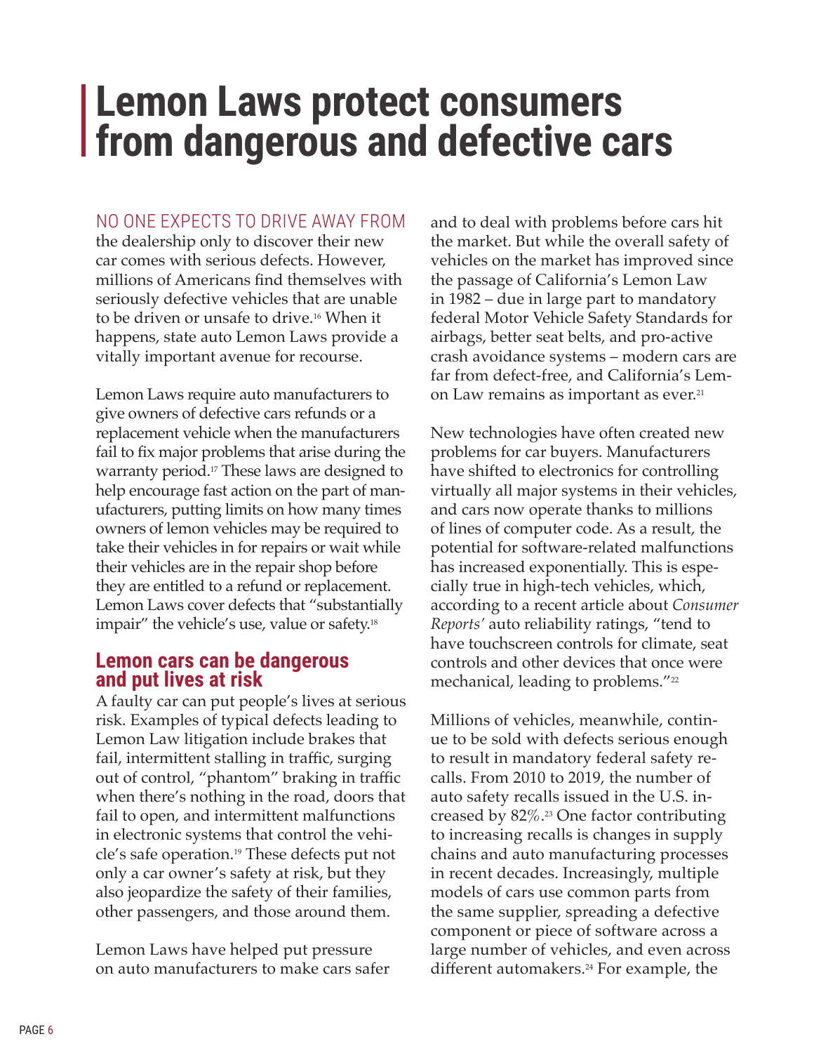# Lemon Laws protect consumers from dangerous and defective cars

NO ONE EXPECTS TO DRIVE AWAY FROM the dealership only to discover their new car comes with serious defects. However, millions of Americans find themselves with seriously defective vehicles that are unable to be driven or unsafe to drive.[16] When it happens, state auto Lemon Laws provide a vitally important avenue for recourse.

Lemon Laws require auto manufacturers to give owners of defective cars refunds or a replacement vehicle when the manufacturers fail to fix major problems that arise during the warranty period.[17] These laws are designed to help encourage fast action on the part of manufacturers, putting limits on how many times owners of lemon vehicles may be required to take their vehicles in for repairs or wait while their vehicles are in the repair shop before they are entitled to a refund or replacement. Lemon Laws cover defects that "substantially impair" the vehicle's use, value or safety.[18]

## Lemon cars can be dangerous and put lives at risk

A faulty car can put people's lives at serious risk. Examples of typical defects leading to Lemon Law litigation include brakes that fail, intermittent stalling in traffic, surging out of control, "phantom" braking in traffic when there's nothing in the road, doors that fail to open, and intermittent malfunctions in electronic systems that control the vehicle's safe operation.[19] These defects put not only a car owner's safety at risk, but they also jeopardize the safety of their families, other passengers, and those around them.

Lemon Laws have helped put pressure on auto manufacturers to make cars safer and to deal with problems before cars hit the market. But while the overall safety of vehicles on the market has improved since the passage of California's Lemon Law in 1982 – due in large part to mandatory federal Motor Vehicle Safety Standards for airbags, better seat belts, and pro-active crash avoidance systems – modern cars are far from defect-free, and California's Lemon Law remains as important as ever.[21]

New technologies have often created new problems for car buyers. Manufacturers have shifted to electronics for controlling virtually all major systems in their vehicles, and cars now operate thanks to millions of lines of computer code. As a result, the potential for software-related malfunctions has increased exponentially. This is especially true in high-tech vehicles, which, according to a recent article about *Consumer Reports'* auto reliability ratings, "tend to have touchscreen controls for climate, seat controls and other devices that once were mechanical, leading to problems."[22]

Millions of vehicles, meanwhile, continue to be sold with defects serious enough to result in mandatory federal safety recalls. From 2010 to 2019, the number of auto safety recalls issued in the U.S. increased by 82%.[23] One factor contributing to increasing recalls is changes in supply chains and auto manufacturing processes in recent decades. Increasingly, multiple models of cars use common parts from the same supplier, spreading a defective component or piece of software across a large number of vehicles, and even across different automakers.[24] For example, the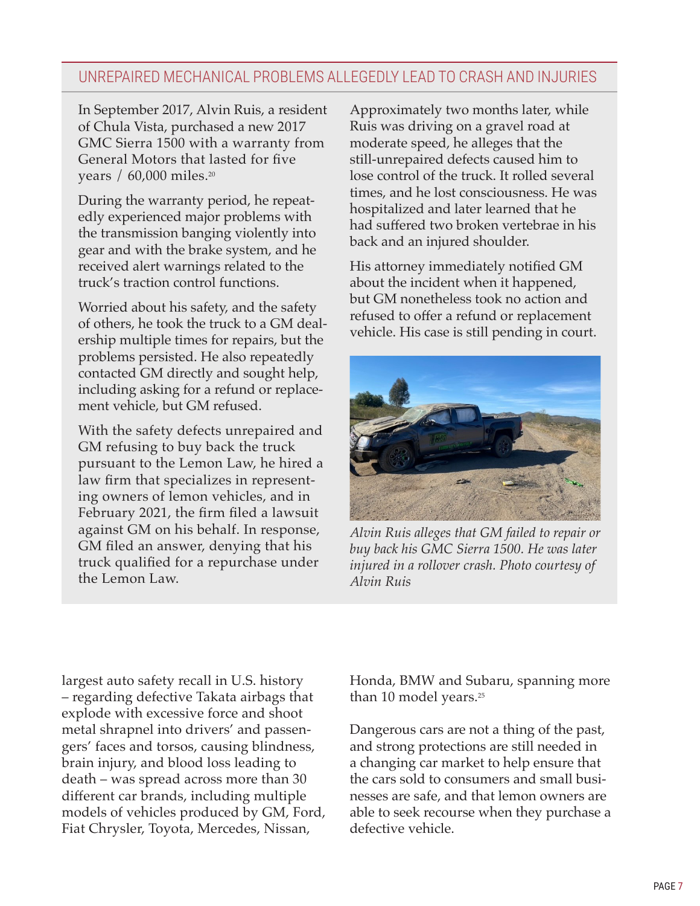## UNREPAIRED MECHANICAL PROBLEMS ALLEGEDLY LEAD TO CRASH AND INJURIES

In September 2017, Alvin Ruis, a resident of Chula Vista, purchased a new 2017 GMC Sierra 1500 with a warranty from General Motors that lasted for five years / 60,000 miles.[20]

During the warranty period, he repeatedly experienced major problems with the transmission banging violently into gear and with the brake system, and he received alert warnings related to the truck's traction control functions.

Worried about his safety, and the safety of others, he took the truck to a GM dealership multiple times for repairs, but the problems persisted. He also repeatedly contacted GM directly and sought help, including asking for a refund or replacement vehicle, but GM refused.

With the safety defects unrepaired and GM refusing to buy back the truck pursuant to the Lemon Law, he hired a law firm that specializes in representing owners of lemon vehicles, and in February 2021, the firm filed a lawsuit against GM on his behalf. In response, GM filed an answer, denying that his truck qualified for a repurchase under the Lemon Law.

Approximately two months later, while Ruis was driving on a gravel road at moderate speed, he alleges that the still-unrepaired defects caused him to lose control of the truck. It rolled several times, and he lost consciousness. He was hospitalized and later learned that he had suffered two broken vertebrae in his back and an injured shoulder.

His attorney immediately notified GM about the incident when it happened, but GM nonetheless took no action and refused to offer a refund or replacement vehicle. His case is still pending in court.

*Alvin Ruis alleges that GM failed to repair or buy back his GMC Sierra 1500. He was later injured in a rollover crash. Photo courtesy of Alvin Ruis*

largest auto safety recall in U.S. history – regarding defective Takata airbags that explode with excessive force and shoot metal shrapnel into drivers' and passengers' faces and torsos, causing blindness, brain injury, and blood loss leading to death – was spread across more than 30 different car brands, including multiple models of vehicles produced by GM, Ford, Fiat Chrysler, Toyota, Mercedes, Nissan, Honda, BMW and Subaru, spanning more than 10 model years.[25]

Dangerous cars are not a thing of the past, and strong protections are still needed in a changing car market to help ensure that the cars sold to consumers and small businesses are safe, and that lemon owners are able to seek recourse when they purchase a defective vehicle.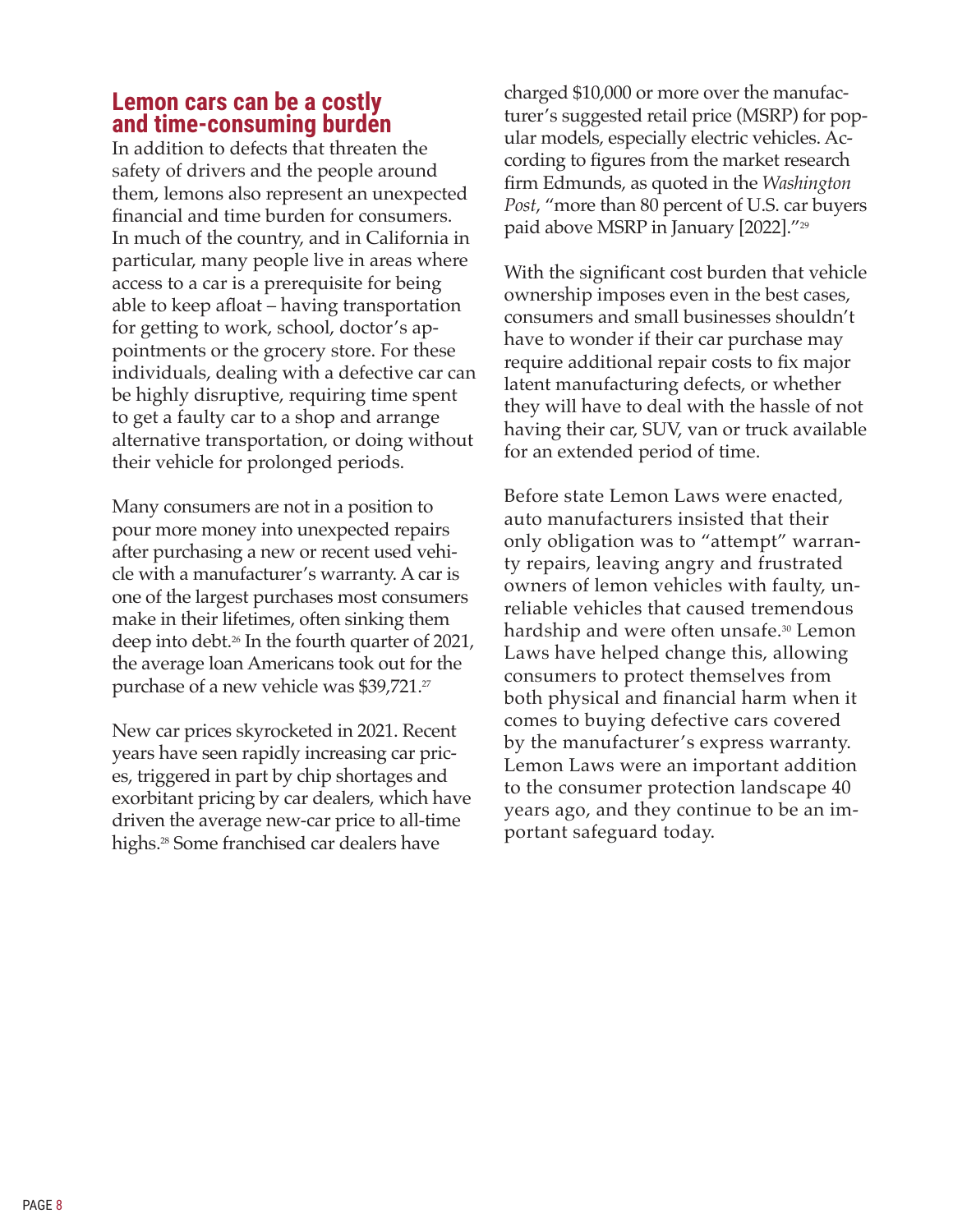## Lemon cars can be a costly and time-consuming burden

In addition to defects that threaten the safety of drivers and the people around them, lemons also represent an unexpected financial and time burden for consumers. In much of the country, and in California in particular, many people live in areas where access to a car is a prerequisite for being able to keep afloat – having transportation for getting to work, school, doctor's appointments or the grocery store. For these individuals, dealing with a defective car can be highly disruptive, requiring time spent to get a faulty car to a shop and arrange alternative transportation, or doing without their vehicle for prolonged periods.

Many consumers are not in a position to pour more money into unexpected repairs after purchasing a new or recent used vehicle with a manufacturer's warranty. A car is one of the largest purchases most consumers make in their lifetimes, often sinking them deep into debt.[26] In the fourth quarter of 2021, the average loan Americans took out for the purchase of a new vehicle was $39,721.[27]

New car prices skyrocketed in 2021. Recent years have seen rapidly increasing car prices, triggered in part by chip shortages and exorbitant pricing by car dealers, which have driven the average new-car price to all-time highs.[28] Some franchised car dealers have charged $10,000 or more over the manufacturer's suggested retail price (MSRP) for popular models, especially electric vehicles. According to figures from the market research firm Edmunds, as quoted in the *Washington Post*, "more than 80 percent of U.S. car buyers paid above MSRP in January [2022]."[29]

With the significant cost burden that vehicle ownership imposes even in the best cases, consumers and small businesses shouldn't have to wonder if their car purchase may require additional repair costs to fix major latent manufacturing defects, or whether they will have to deal with the hassle of not having their car, SUV, van or truck available for an extended period of time.

Before state Lemon Laws were enacted, auto manufacturers insisted that their only obligation was to "attempt" warranty repairs, leaving angry and frustrated owners of lemon vehicles with faulty, unreliable vehicles that caused tremendous hardship and were often unsafe.[30] Lemon Laws have helped change this, allowing consumers to protect themselves from both physical and financial harm when it comes to buying defective cars covered by the manufacturer's express warranty. Lemon Laws were an important addition to the consumer protection landscape 40 years ago, and they continue to be an important safeguard today.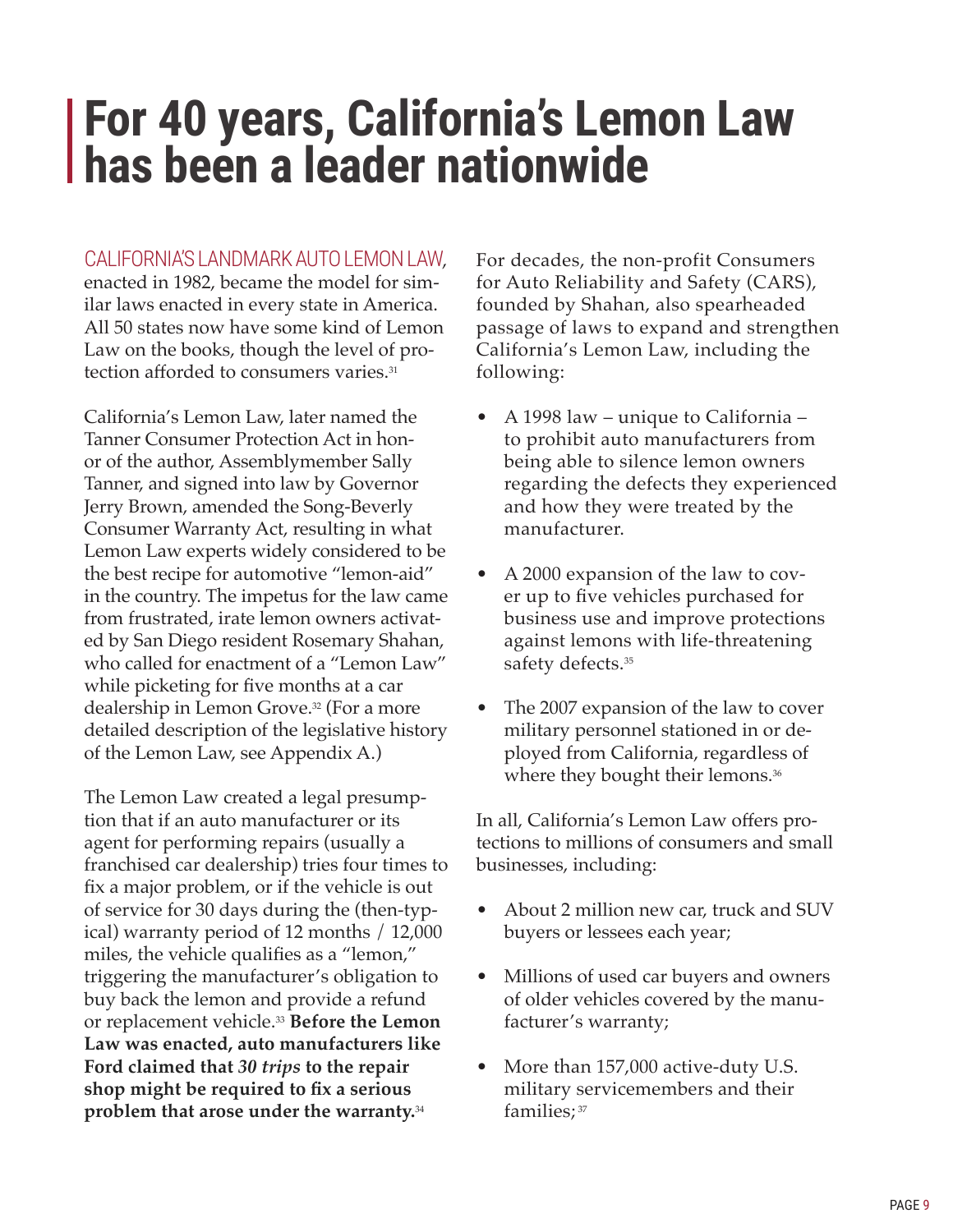# For 40 years, California's Lemon Law has been a leader nationwide

CALIFORNIA'S LANDMARK AUTO LEMON LAW, enacted in 1982, became the model for similar laws enacted in every state in America. All 50 states now have some kind of Lemon Law on the books, though the level of protection afforded to consumers varies.[31]

California's Lemon Law, later named the Tanner Consumer Protection Act in honor of the author, Assemblymember Sally Tanner, and signed into law by Governor Jerry Brown, amended the Song-Beverly Consumer Warranty Act, resulting in what Lemon Law experts widely considered to be the best recipe for automotive "lemon-aid" in the country. The impetus for the law came from frustrated, irate lemon owners activated by San Diego resident Rosemary Shahan, who called for enactment of a "Lemon Law" while picketing for five months at a car dealership in Lemon Grove.[32] (For a more detailed description of the legislative history of the Lemon Law, see Appendix A.)

The Lemon Law created a legal presumption that if an auto manufacturer or its agent for performing repairs (usually a franchised car dealership) tries four times to fix a major problem, or if the vehicle is out of service for 30 days during the (then-typical) warranty period of 12 months / 12,000 miles, the vehicle qualifies as a "lemon," triggering the manufacturer's obligation to buy back the lemon and provide a refund or replacement vehicle.[33] **Before the Lemon Law was enacted, auto manufacturers like Ford claimed that *30 trips* to the repair shop might be required to fix a serious problem that arose under the warranty.**[34]

For decades, the non-profit Consumers for Auto Reliability and Safety (CARS), founded by Shahan, also spearheaded passage of laws to expand and strengthen California's Lemon Law, including the following:

- A 1998 law – unique to California – to prohibit auto manufacturers from being able to silence lemon owners regarding the defects they experienced and how they were treated by the manufacturer.
- A 2000 expansion of the law to cover up to five vehicles purchased for business use and improve protections against lemons with life-threatening safety defects.[35]
- The 2007 expansion of the law to cover military personnel stationed in or deployed from California, regardless of where they bought their lemons.[36]

In all, California's Lemon Law offers protections to millions of consumers and small businesses, including:

- About 2 million new car, truck and SUV buyers or lessees each year;
- Millions of used car buyers and owners of older vehicles covered by the manufacturer's warranty;
- More than 157,000 active-duty U.S. military servicemembers and their families;[37]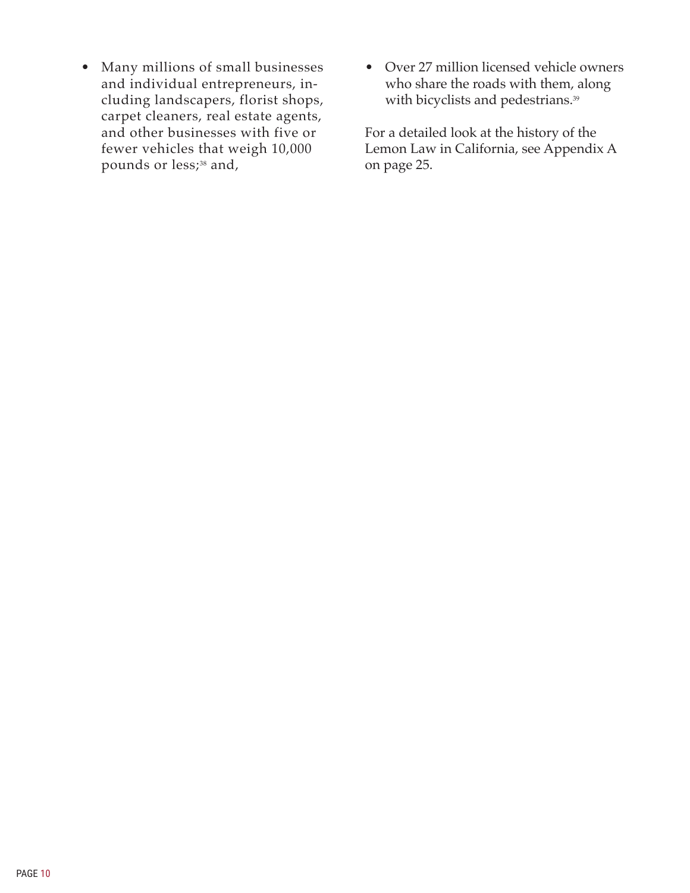- Many millions of small businesses and individual entrepreneurs, including landscapers, florist shops, carpet cleaners, real estate agents, and other businesses with five or fewer vehicles that weigh 10,000 pounds or less;[38] and,
- Over 27 million licensed vehicle owners who share the roads with them, along with bicyclists and pedestrians.[39]

For a detailed look at the history of the Lemon Law in California, see Appendix A on page 25.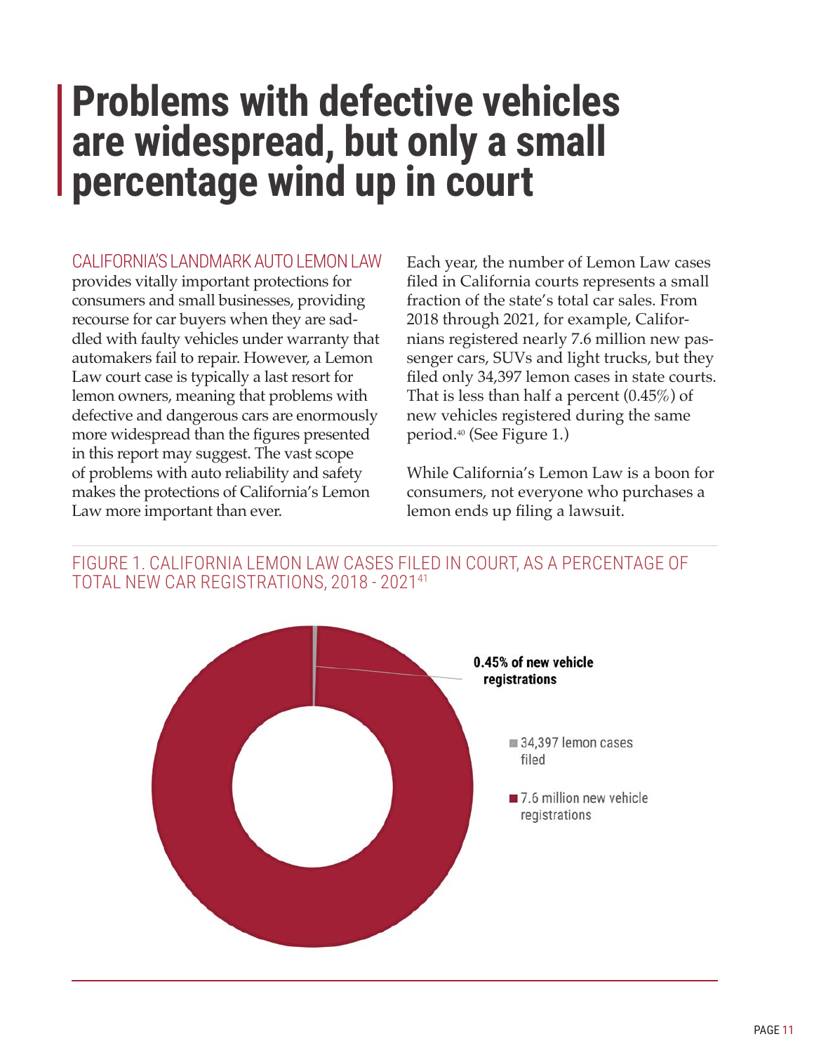# Problems with defective vehicles are widespread, but only a small percentage wind up in court

CALIFORNIA'S LANDMARK AUTO LEMON LAW provides vitally important protections for consumers and small businesses, providing recourse for car buyers when they are saddled with faulty vehicles under warranty that automakers fail to repair. However, a Lemon Law court case is typically a last resort for lemon owners, meaning that problems with defective and dangerous cars are enormously more widespread than the figures presented in this report may suggest. The vast scope of problems with auto reliability and safety makes the protections of California's Lemon Law more important than ever.

Each year, the number of Lemon Law cases filed in California courts represents a small fraction of the state's total car sales. From 2018 through 2021, for example, Californians registered nearly 7.6 million new passenger cars, SUVs and light trucks, but they filed only 34,397 lemon cases in state courts. That is less than half a percent (0.45%) of new vehicles registered during the same period.[40] (See Figure 1.)

While California's Lemon Law is a boon for consumers, not everyone who purchases a lemon ends up filing a lawsuit.

FIGURE 1. CALIFORNIA LEMON LAW CASES FILED IN COURT, AS A PERCENTAGE OF TOTAL NEW CAR REGISTRATIONS, 2018 - 2021[41]

**0.45% of new vehicle registrations**

- 34,397 lemon cases filed
- 7.6 million new vehicle registrations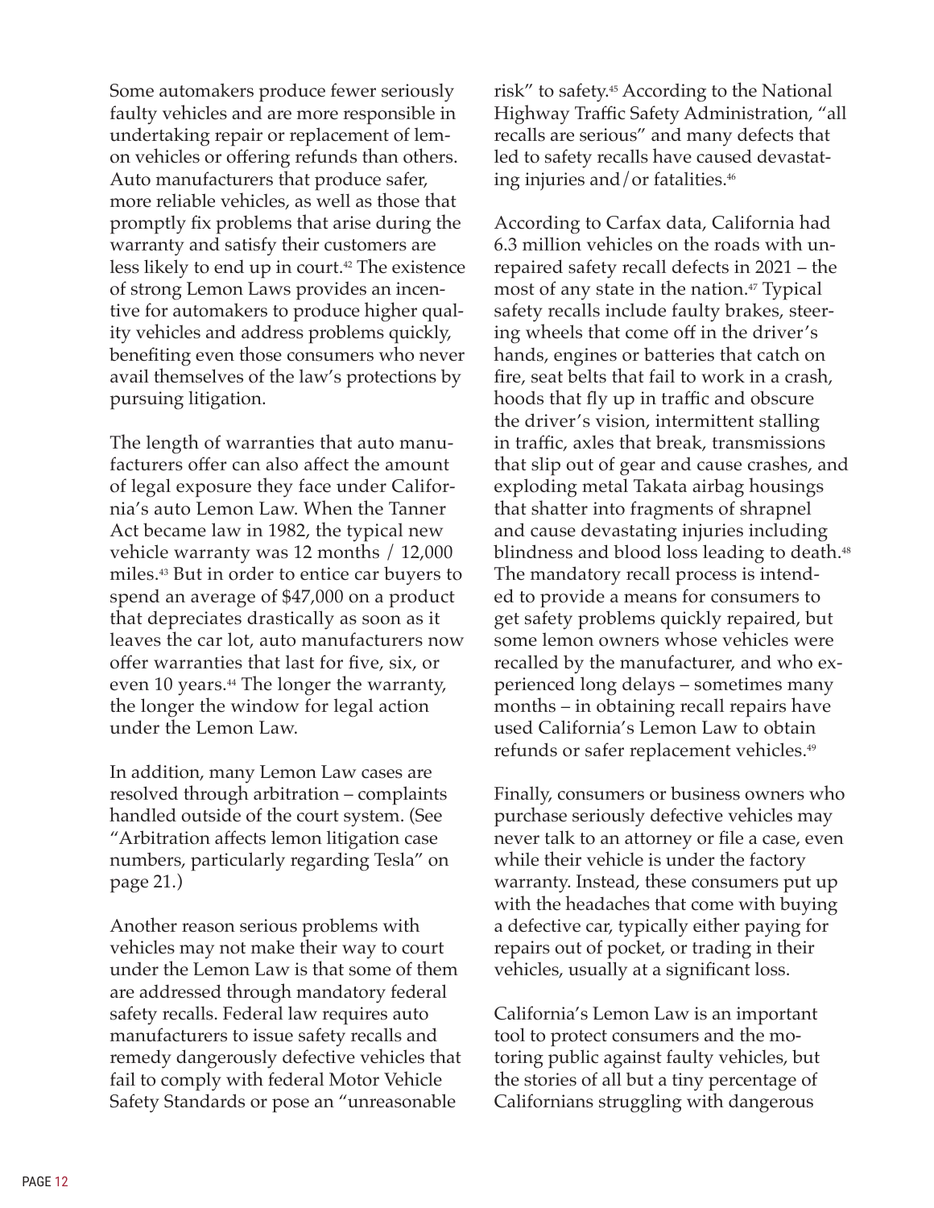Some automakers produce fewer seriously faulty vehicles and are more responsible in undertaking repair or replacement of lemon vehicles or offering refunds than others. Auto manufacturers that produce safer, more reliable vehicles, as well as those that promptly fix problems that arise during the warranty and satisfy their customers are less likely to end up in court.[42] The existence of strong Lemon Laws provides an incentive for automakers to produce higher quality vehicles and address problems quickly, benefiting even those consumers who never avail themselves of the law's protections by pursuing litigation.

The length of warranties that auto manufacturers offer can also affect the amount of legal exposure they face under California's auto Lemon Law. When the Tanner Act became law in 1982, the typical new vehicle warranty was 12 months / 12,000 miles.[43] But in order to entice car buyers to spend an average of $47,000 on a product that depreciates drastically as soon as it leaves the car lot, auto manufacturers now offer warranties that last for five, six, or even 10 years.[44] The longer the warranty, the longer the window for legal action under the Lemon Law.

In addition, many Lemon Law cases are resolved through arbitration – complaints handled outside of the court system. (See "Arbitration affects lemon litigation case numbers, particularly regarding Tesla" on page 21.)

Another reason serious problems with vehicles may not make their way to court under the Lemon Law is that some of them are addressed through mandatory federal safety recalls. Federal law requires auto manufacturers to issue safety recalls and remedy dangerously defective vehicles that fail to comply with federal Motor Vehicle Safety Standards or pose an "unreasonable risk" to safety.[45] According to the National Highway Traffic Safety Administration, "all recalls are serious" and many defects that led to safety recalls have caused devastating injuries and/or fatalities.[46]

According to Carfax data, California had 6.3 million vehicles on the roads with unrepaired safety recall defects in 2021 – the most of any state in the nation.[47] Typical safety recalls include faulty brakes, steering wheels that come off in the driver's hands, engines or batteries that catch on fire, seat belts that fail to work in a crash, hoods that fly up in traffic and obscure the driver's vision, intermittent stalling in traffic, axles that break, transmissions that slip out of gear and cause crashes, and exploding metal Takata airbag housings that shatter into fragments of shrapnel and cause devastating injuries including blindness and blood loss leading to death.[48] The mandatory recall process is intended to provide a means for consumers to get safety problems quickly repaired, but some lemon owners whose vehicles were recalled by the manufacturer, and who experienced long delays – sometimes many months – in obtaining recall repairs have used California's Lemon Law to obtain refunds or safer replacement vehicles.[49]

Finally, consumers or business owners who purchase seriously defective vehicles may never talk to an attorney or file a case, even while their vehicle is under the factory warranty. Instead, these consumers put up with the headaches that come with buying a defective car, typically either paying for repairs out of pocket, or trading in their vehicles, usually at a significant loss.

California's Lemon Law is an important tool to protect consumers and the motoring public against faulty vehicles, but the stories of all but a tiny percentage of Californians struggling with dangerous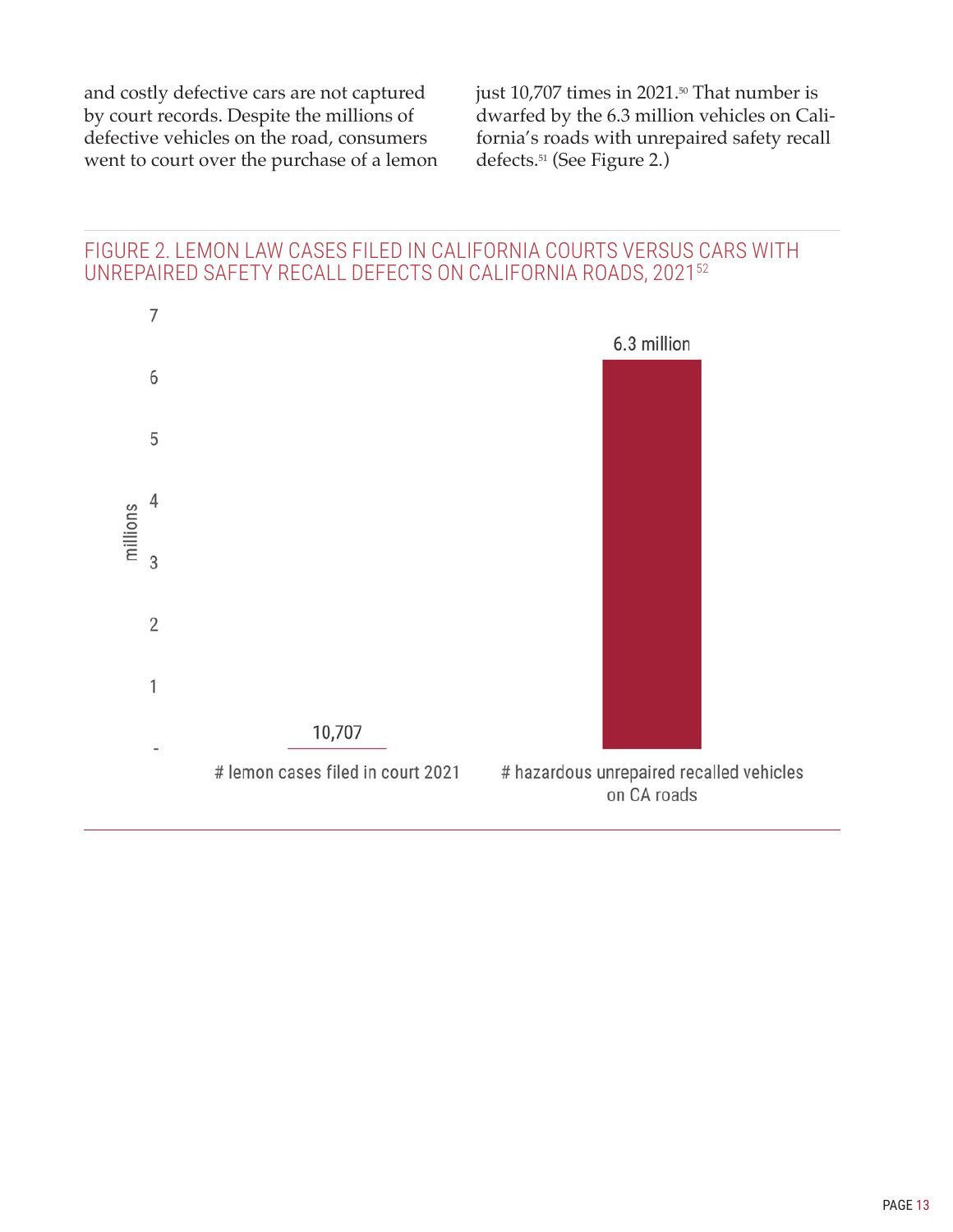and costly defective cars are not captured by court records. Despite the millions of defective vehicles on the road, consumers went to court over the purchase of a lemon just 10,707 times in 2021.[50] That number is dwarfed by the 6.3 million vehicles on California's roads with unrepaired safety recall defects.[51] (See Figure 2.)

FIGURE 2. LEMON LAW CASES FILED IN CALIFORNIA COURTS VERSUS CARS WITH UNREPAIRED SAFETY RECALL DEFECTS ON CALIFORNIA ROADS, 2021[52]

| | millions |
|---|---|
| # lemon cases filed in court 2021 | 10,707 |
| # hazardous unrepaired recalled vehicles on CA roads | 6.3 million |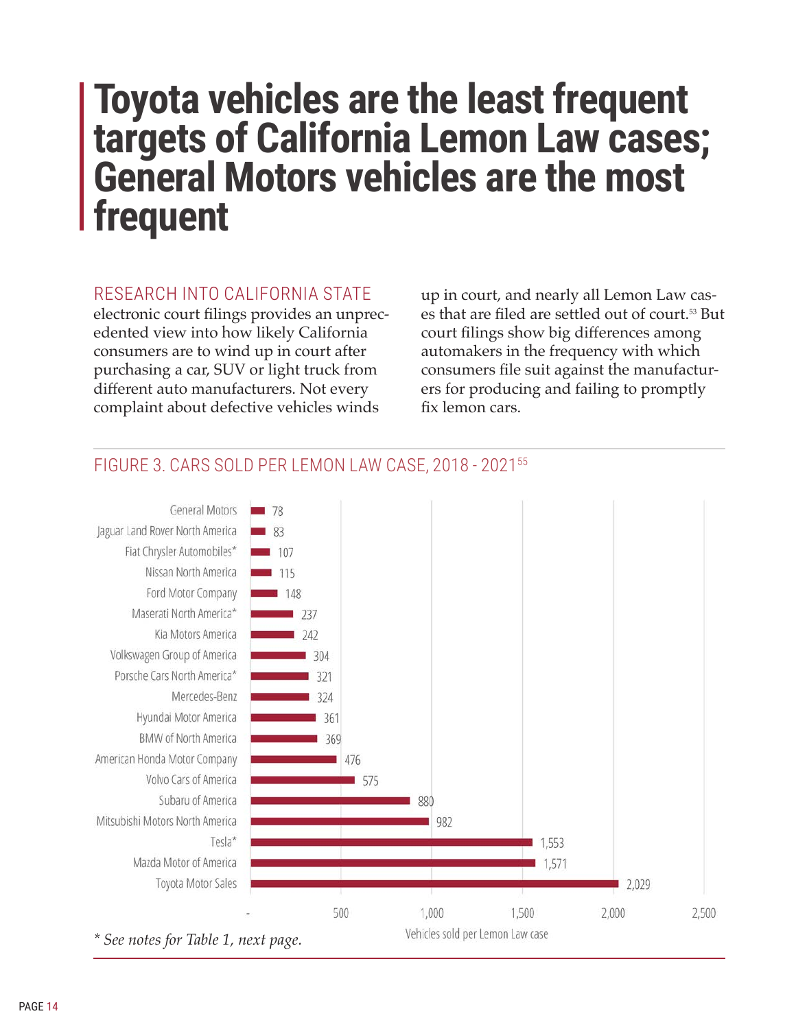# Toyota vehicles are the least frequent targets of California Lemon Law cases; General Motors vehicles are the most frequent

RESEARCH INTO CALIFORNIA STATE electronic court filings provides an unprecedented view into how likely California consumers are to wind up in court after purchasing a car, SUV or light truck from different auto manufacturers. Not every complaint about defective vehicles winds up in court, and nearly all Lemon Law cases that are filed are settled out of court.[53] But court filings show big differences among automakers in the frequency with which consumers file suit against the manufacturers for producing and failing to promptly fix lemon cars.

## FIGURE 3. CARS SOLD PER LEMON LAW CASE, 2018 - 2021[55]

| Manufacturer | Vehicles sold per Lemon Law case |
|---|---|
| General Motors | 78 |
| Jaguar Land Rover North America | 83 |
| Fiat Chrysler Automobiles* | 107 |
| Nissan North America | 115 |
| Ford Motor Company | 148 |
| Maserati North America* | 237 |
| Kia Motors America | 242 |
| Volkswagen Group of America | 304 |
| Porsche Cars North America* | 321 |
| Mercedes-Benz | 324 |
| Hyundai Motor America | 361 |
| BMW of North America | 369 |
| American Honda Motor Company | 476 |
| Volvo Cars of America | 575 |
| Subaru of America | 880 |
| Mitsubishi Motors North America | 982 |
| Tesla* | 1,553 |
| Mazda Motor of America | 1,571 |
| Toyota Motor Sales | 2,029 |

*\* See notes for Table 1, next page.*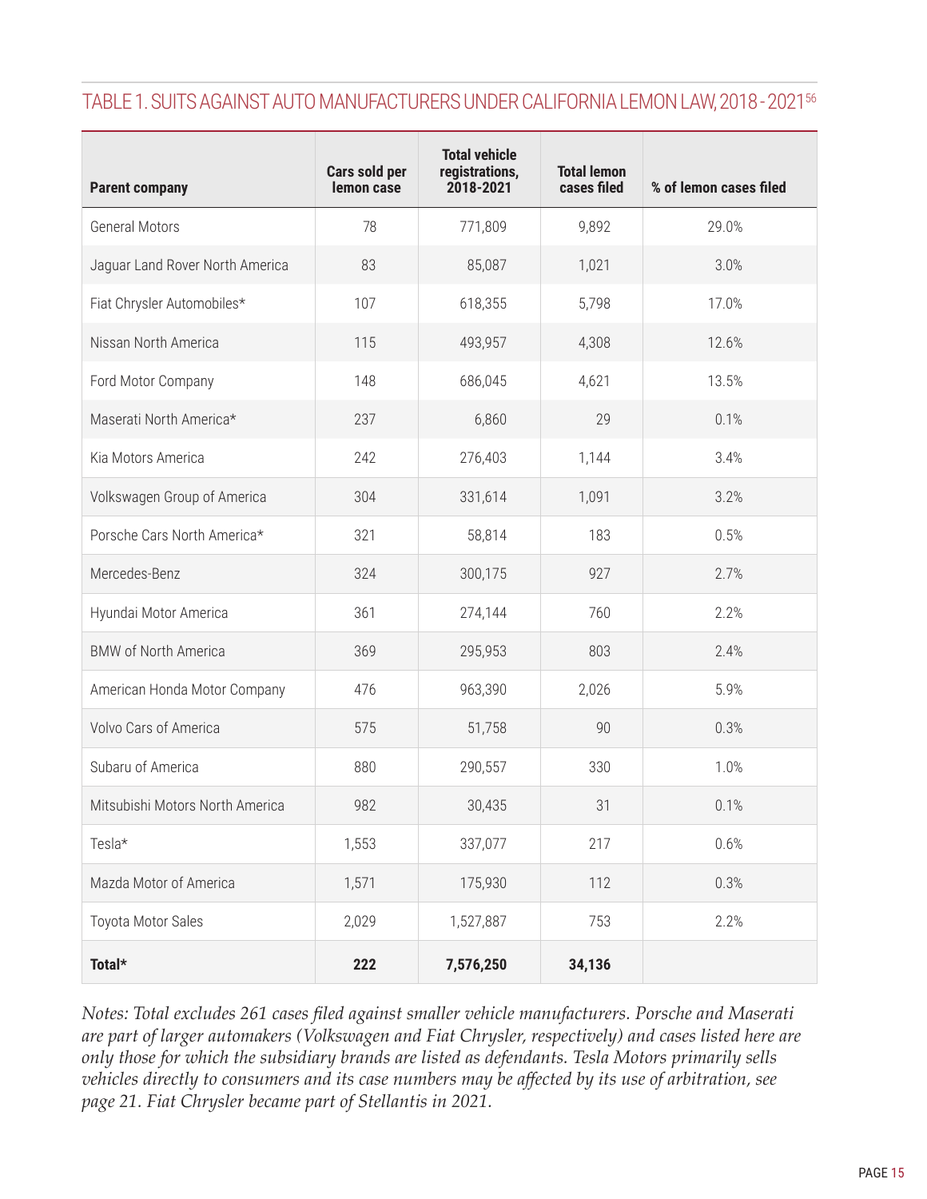## TABLE 1. SUITS AGAINST AUTO MANUFACTURERS UNDER CALIFORNIA LEMON LAW, 2018 - 2021[56]

| Parent company | Cars sold per lemon case | Total vehicle registrations, 2018-2021 | Total lemon cases filed | % of lemon cases filed |
|---|---|---|---|---|
| General Motors | 78 | 771,809 | 9,892 | 29.0% |
| Jaguar Land Rover North America | 83 | 85,087 | 1,021 | 3.0% |
| Fiat Chrysler Automobiles* | 107 | 618,355 | 5,798 | 17.0% |
| Nissan North America | 115 | 493,957 | 4,308 | 12.6% |
| Ford Motor Company | 148 | 686,045 | 4,621 | 13.5% |
| Maserati North America* | 237 | 6,860 | 29 | 0.1% |
| Kia Motors America | 242 | 276,403 | 1,144 | 3.4% |
| Volkswagen Group of America | 304 | 331,614 | 1,091 | 3.2% |
| Porsche Cars North America* | 321 | 58,814 | 183 | 0.5% |
| Mercedes-Benz | 324 | 300,175 | 927 | 2.7% |
| Hyundai Motor America | 361 | 274,144 | 760 | 2.2% |
| BMW of North America | 369 | 295,953 | 803 | 2.4% |
| American Honda Motor Company | 476 | 963,390 | 2,026 | 5.9% |
| Volvo Cars of America | 575 | 51,758 | 90 | 0.3% |
| Subaru of America | 880 | 290,557 | 330 | 1.0% |
| Mitsubishi Motors North America | 982 | 30,435 | 31 | 0.1% |
| Tesla* | 1,553 | 337,077 | 217 | 0.6% |
| Mazda Motor of America | 1,571 | 175,930 | 112 | 0.3% |
| Toyota Motor Sales | 2,029 | 1,527,887 | 753 | 2.2% |
| **Total*** | **222** | **7,576,250** | **34,136** | |

*Notes: Total excludes 261 cases filed against smaller vehicle manufacturers. Porsche and Maserati are part of larger automakers (Volkswagen and Fiat Chrysler, respectively) and cases listed here are only those for which the subsidiary brands are listed as defendants. Tesla Motors primarily sells vehicles directly to consumers and its case numbers may be affected by its use of arbitration, see page 21. Fiat Chrysler became part of Stellantis in 2021.*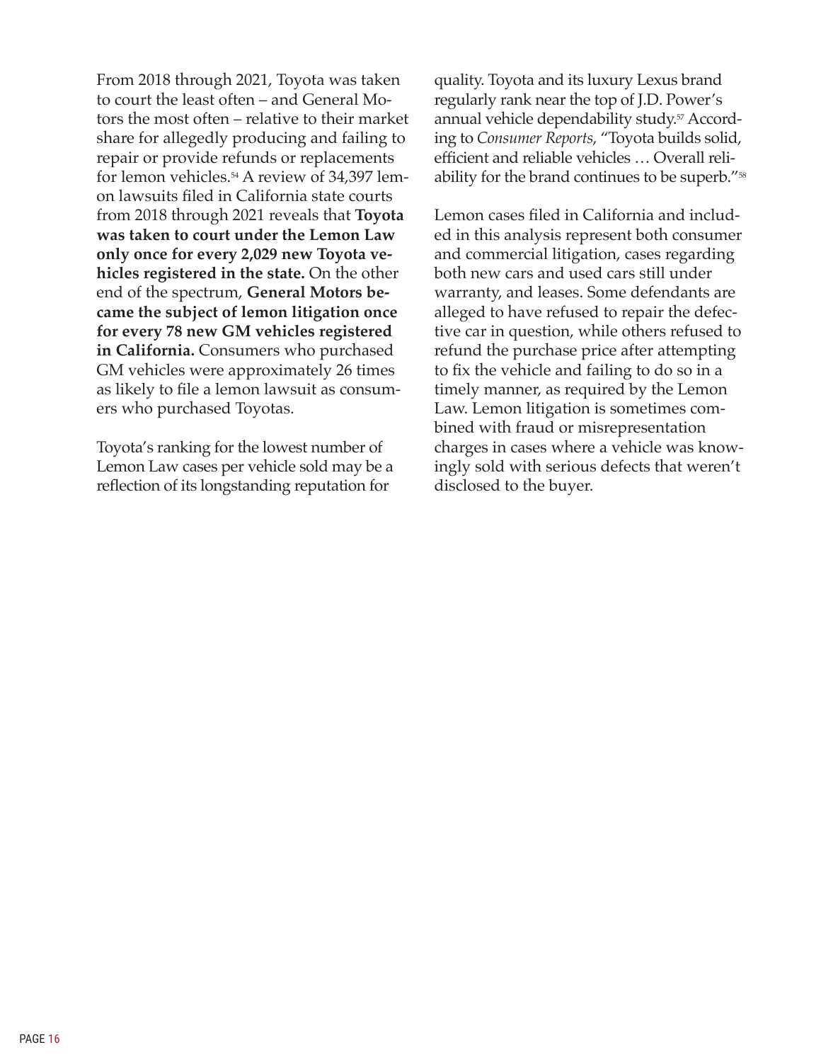From 2018 through 2021, Toyota was taken to court the least often – and General Motors the most often – relative to their market share for allegedly producing and failing to repair or provide refunds or replacements for lemon vehicles.[54] A review of 34,397 lemon lawsuits filed in California state courts from 2018 through 2021 reveals that **Toyota was taken to court under the Lemon Law only once for every 2,029 new Toyota vehicles registered in the state.** On the other end of the spectrum, **General Motors became the subject of lemon litigation once for every 78 new GM vehicles registered in California.** Consumers who purchased GM vehicles were approximately 26 times as likely to file a lemon lawsuit as consumers who purchased Toyotas.

Toyota's ranking for the lowest number of Lemon Law cases per vehicle sold may be a reflection of its longstanding reputation for quality. Toyota and its luxury Lexus brand regularly rank near the top of J.D. Power's annual vehicle dependability study.[57] According to *Consumer Reports*, "Toyota builds solid, efficient and reliable vehicles … Overall reliability for the brand continues to be superb."[58]

Lemon cases filed in California and included in this analysis represent both consumer and commercial litigation, cases regarding both new cars and used cars still under warranty, and leases. Some defendants are alleged to have refused to repair the defective car in question, while others refused to refund the purchase price after attempting to fix the vehicle and failing to do so in a timely manner, as required by the Lemon Law. Lemon litigation is sometimes combined with fraud or misrepresentation charges in cases where a vehicle was knowingly sold with serious defects that weren't disclosed to the buyer.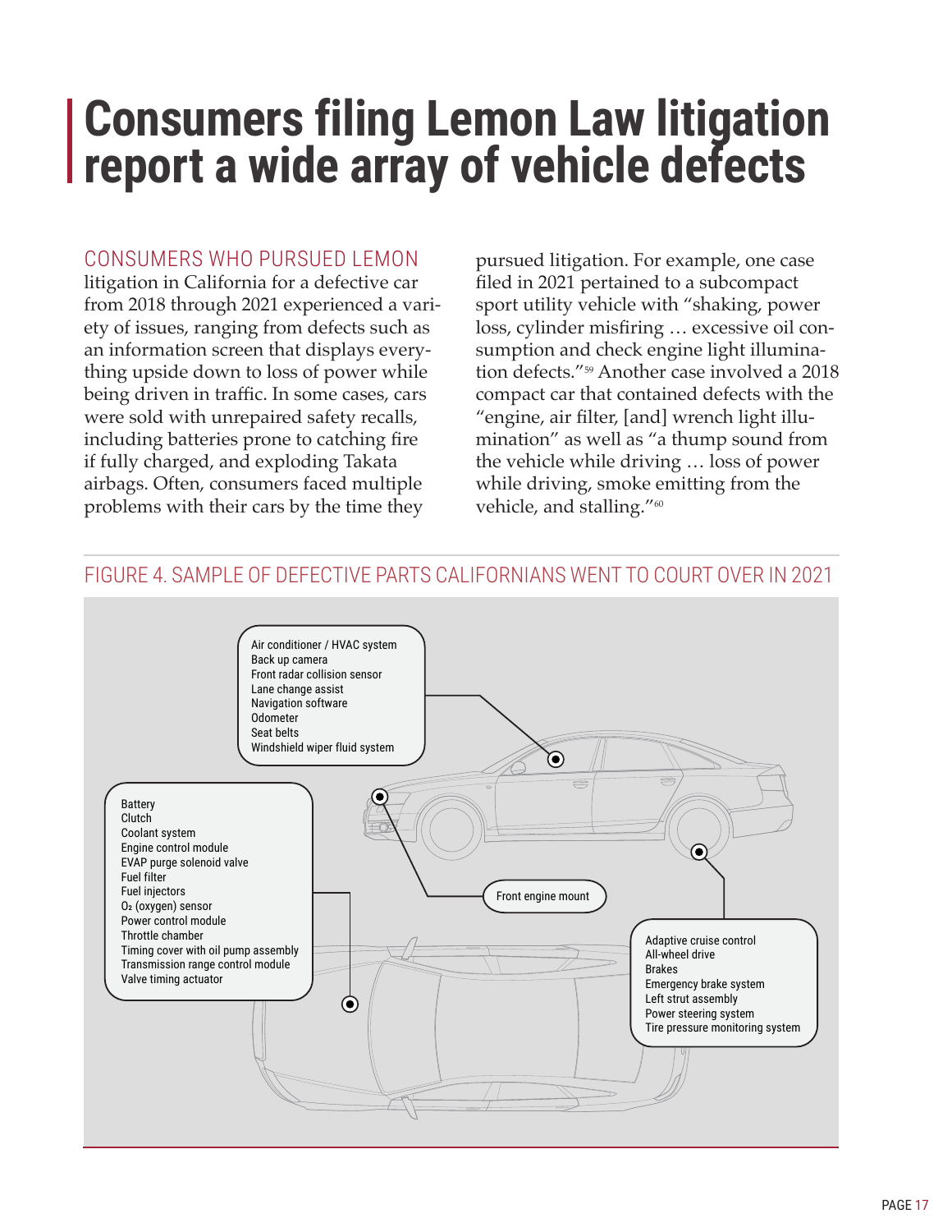# Consumers filing Lemon Law litigation report a wide array of vehicle defects

CONSUMERS WHO PURSUED LEMON litigation in California for a defective car from 2018 through 2021 experienced a variety of issues, ranging from defects such as an information screen that displays everything upside down to loss of power while being driven in traffic. In some cases, cars were sold with unrepaired safety recalls, including batteries prone to catching fire if fully charged, and exploding Takata airbags. Often, consumers faced multiple problems with their cars by the time they pursued litigation. For example, one case filed in 2021 pertained to a subcompact sport utility vehicle with "shaking, power loss, cylinder misfiring … excessive oil consumption and check engine light illumination defects."[59] Another case involved a 2018 compact car that contained defects with the "engine, air filter, [and] wrench light illumination" as well as "a thump sound from the vehicle while driving … loss of power while driving, smoke emitting from the vehicle, and stalling."[60]

## FIGURE 4. SAMPLE OF DEFECTIVE PARTS CALIFORNIANS WENT TO COURT OVER IN 2021

- Air conditioner / HVAC system
- Back up camera
- Front radar collision sensor
- Lane change assist
- Navigation software
- Odometer
- Seat belts
- Windshield wiper fluid system

- Battery
- Clutch
- Coolant system
- Engine control module
- EVAP purge solenoid valve
- Fuel filter
- Fuel injectors
- $O_2$ (oxygen) sensor
- Power control module
- Throttle chamber
- Timing cover with oil pump assembly
- Transmission range control module
- Valve timing actuator

- Front engine mount

- Adaptive cruise control
- All-wheel drive
- Brakes
- Emergency brake system
- Left strut assembly
- Power steering system
- Tire pressure monitoring system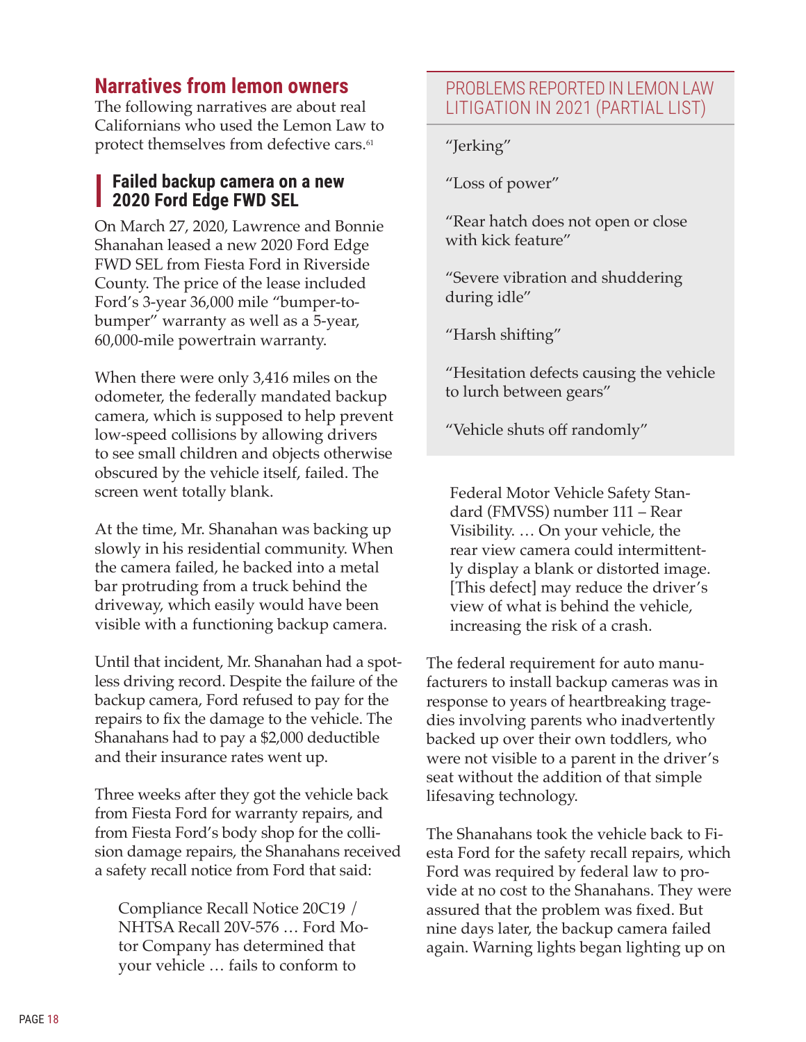## Narratives from lemon owners

The following narratives are about real Californians who used the Lemon Law to protect themselves from defective cars.[61]

### Failed backup camera on a new 2020 Ford Edge FWD SEL

On March 27, 2020, Lawrence and Bonnie Shanahan leased a new 2020 Ford Edge FWD SEL from Fiesta Ford in Riverside County. The price of the lease included Ford's 3-year 36,000 mile "bumper-to-bumper" warranty as well as a 5-year, 60,000-mile powertrain warranty.

When there were only 3,416 miles on the odometer, the federally mandated backup camera, which is supposed to help prevent low-speed collisions by allowing drivers to see small children and objects otherwise obscured by the vehicle itself, failed. The screen went totally blank.

At the time, Mr. Shanahan was backing up slowly in his residential community. When the camera failed, he backed into a metal bar protruding from a truck behind the driveway, which easily would have been visible with a functioning backup camera.

Until that incident, Mr. Shanahan had a spotless driving record. Despite the failure of the backup camera, Ford refused to pay for the repairs to fix the damage to the vehicle. The Shanahans had to pay a $2,000 deductible and their insurance rates went up.

Three weeks after they got the vehicle back from Fiesta Ford for warranty repairs, and from Fiesta Ford's body shop for the collision damage repairs, the Shanahans received a safety recall notice from Ford that said:

> Compliance Recall Notice 20C19 / NHTSA Recall 20V-576 … Ford Motor Company has determined that your vehicle … fails to conform to Federal Motor Vehicle Safety Standard (FMVSS) number 111 – Rear Visibility. … On your vehicle, the rear view camera could intermittently display a blank or distorted image. [This defect] may reduce the driver's view of what is behind the vehicle, increasing the risk of a crash.

The federal requirement for auto manufacturers to install backup cameras was in response to years of heartbreaking tragedies involving parents who inadvertently backed up over their own toddlers, who were not visible to a parent in the driver's seat without the addition of that simple lifesaving technology.

The Shanahans took the vehicle back to Fiesta Ford for the safety recall repairs, which Ford was required by federal law to provide at no cost to the Shanahans. They were assured that the problem was fixed. But nine days later, the backup camera failed again. Warning lights began lighting up on

---

**PROBLEMS REPORTED IN LEMON LAW LITIGATION IN 2021 (PARTIAL LIST)**

"Jerking"

"Loss of power"

"Rear hatch does not open or close with kick feature"

"Severe vibration and shuddering during idle"

"Harsh shifting"

"Hesitation defects causing the vehicle to lurch between gears"

"Vehicle shuts off randomly"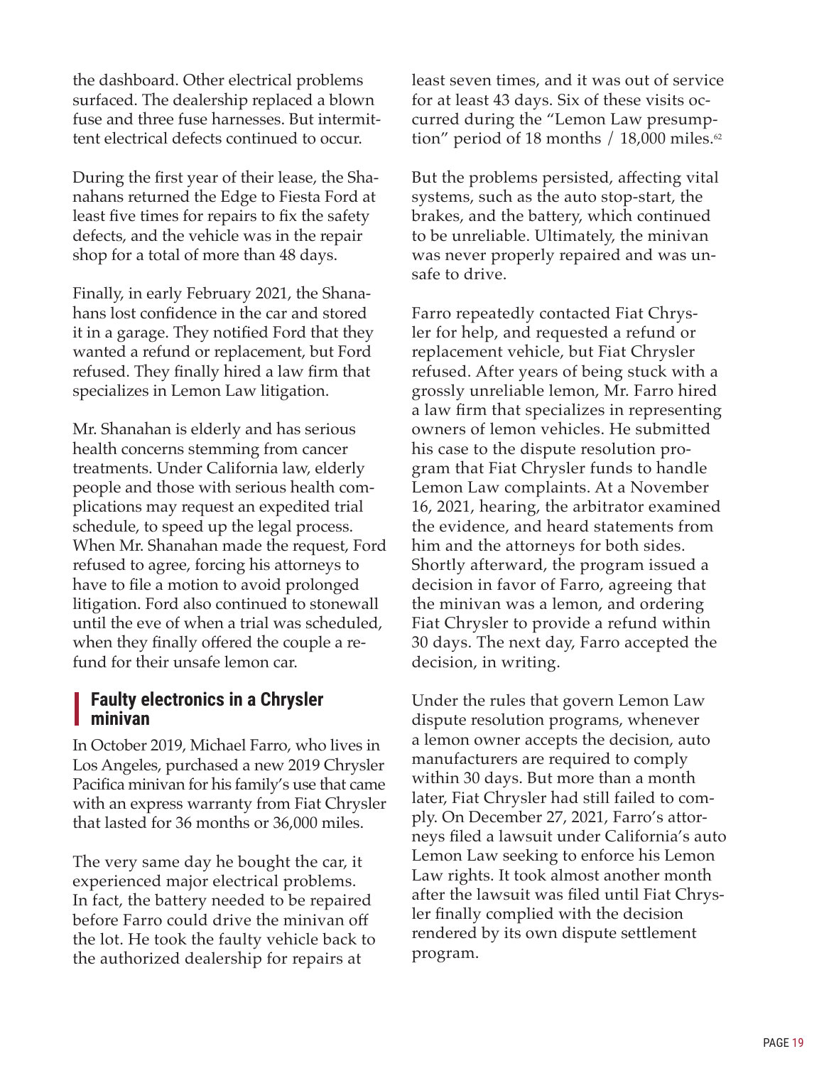the dashboard. Other electrical problems surfaced. The dealership replaced a blown fuse and three fuse harnesses. But intermittent electrical defects continued to occur.

During the first year of their lease, the Shanahans returned the Edge to Fiesta Ford at least five times for repairs to fix the safety defects, and the vehicle was in the repair shop for a total of more than 48 days.

Finally, in early February 2021, the Shanahans lost confidence in the car and stored it in a garage. They notified Ford that they wanted a refund or replacement, but Ford refused. They finally hired a law firm that specializes in Lemon Law litigation.

Mr. Shanahan is elderly and has serious health concerns stemming from cancer treatments. Under California law, elderly people and those with serious health complications may request an expedited trial schedule, to speed up the legal process. When Mr. Shanahan made the request, Ford refused to agree, forcing his attorneys to have to file a motion to avoid prolonged litigation. Ford also continued to stonewall until the eve of when a trial was scheduled, when they finally offered the couple a refund for their unsafe lemon car.

## Faulty electronics in a Chrysler minivan

In October 2019, Michael Farro, who lives in Los Angeles, purchased a new 2019 Chrysler Pacifica minivan for his family's use that came with an express warranty from Fiat Chrysler that lasted for 36 months or 36,000 miles.

The very same day he bought the car, it experienced major electrical problems. In fact, the battery needed to be repaired before Farro could drive the minivan off the lot. He took the faulty vehicle back to the authorized dealership for repairs at least seven times, and it was out of service for at least 43 days. Six of these visits occurred during the "Lemon Law presumption" period of 18 months / 18,000 miles.[62]

But the problems persisted, affecting vital systems, such as the auto stop-start, the brakes, and the battery, which continued to be unreliable. Ultimately, the minivan was never properly repaired and was unsafe to drive.

Farro repeatedly contacted Fiat Chrysler for help, and requested a refund or replacement vehicle, but Fiat Chrysler refused. After years of being stuck with a grossly unreliable lemon, Mr. Farro hired a law firm that specializes in representing owners of lemon vehicles. He submitted his case to the dispute resolution program that Fiat Chrysler funds to handle Lemon Law complaints. At a November 16, 2021, hearing, the arbitrator examined the evidence, and heard statements from him and the attorneys for both sides. Shortly afterward, the program issued a decision in favor of Farro, agreeing that the minivan was a lemon, and ordering Fiat Chrysler to provide a refund within 30 days. The next day, Farro accepted the decision, in writing.

Under the rules that govern Lemon Law dispute resolution programs, whenever a lemon owner accepts the decision, auto manufacturers are required to comply within 30 days. But more than a month later, Fiat Chrysler had still failed to comply. On December 27, 2021, Farro's attorneys filed a lawsuit under California's auto Lemon Law seeking to enforce his Lemon Law rights. It took almost another month after the lawsuit was filed until Fiat Chrysler finally complied with the decision rendered by its own dispute settlement program.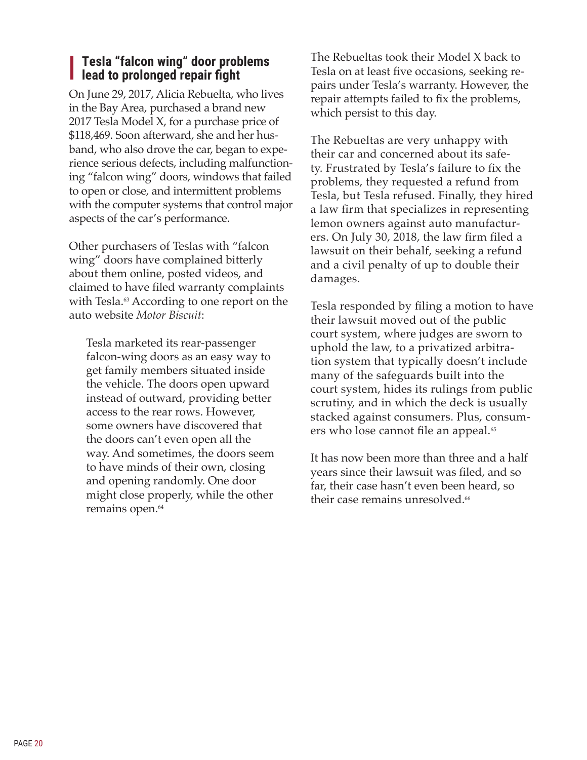## Tesla "falcon wing" door problems lead to prolonged repair fight

On June 29, 2017, Alicia Rebuelta, who lives in the Bay Area, purchased a brand new 2017 Tesla Model X, for a purchase price of $118,469. Soon afterward, she and her husband, who also drove the car, began to experience serious defects, including malfunctioning "falcon wing" doors, windows that failed to open or close, and intermittent problems with the computer systems that control major aspects of the car's performance.

Other purchasers of Teslas with "falcon wing" doors have complained bitterly about them online, posted videos, and claimed to have filed warranty complaints with Tesla.[63] According to one report on the auto website *Motor Biscuit*:

> Tesla marketed its rear-passenger falcon-wing doors as an easy way to get family members situated inside the vehicle. The doors open upward instead of outward, providing better access to the rear rows. However, some owners have discovered that the doors can't even open all the way. And sometimes, the doors seem to have minds of their own, closing and opening randomly. One door might close properly, while the other remains open.[64]

The Rebueltas took their Model X back to Tesla on at least five occasions, seeking repairs under Tesla's warranty. However, the repair attempts failed to fix the problems, which persist to this day.

The Rebueltas are very unhappy with their car and concerned about its safety. Frustrated by Tesla's failure to fix the problems, they requested a refund from Tesla, but Tesla refused. Finally, they hired a law firm that specializes in representing lemon owners against auto manufacturers. On July 30, 2018, the law firm filed a lawsuit on their behalf, seeking a refund and a civil penalty of up to double their damages.

Tesla responded by filing a motion to have their lawsuit moved out of the public court system, where judges are sworn to uphold the law, to a privatized arbitration system that typically doesn't include many of the safeguards built into the court system, hides its rulings from public scrutiny, and in which the deck is usually stacked against consumers. Plus, consumers who lose cannot file an appeal.[65]

It has now been more than three and a half years since their lawsuit was filed, and so far, their case hasn't even been heard, so their case remains unresolved.[66]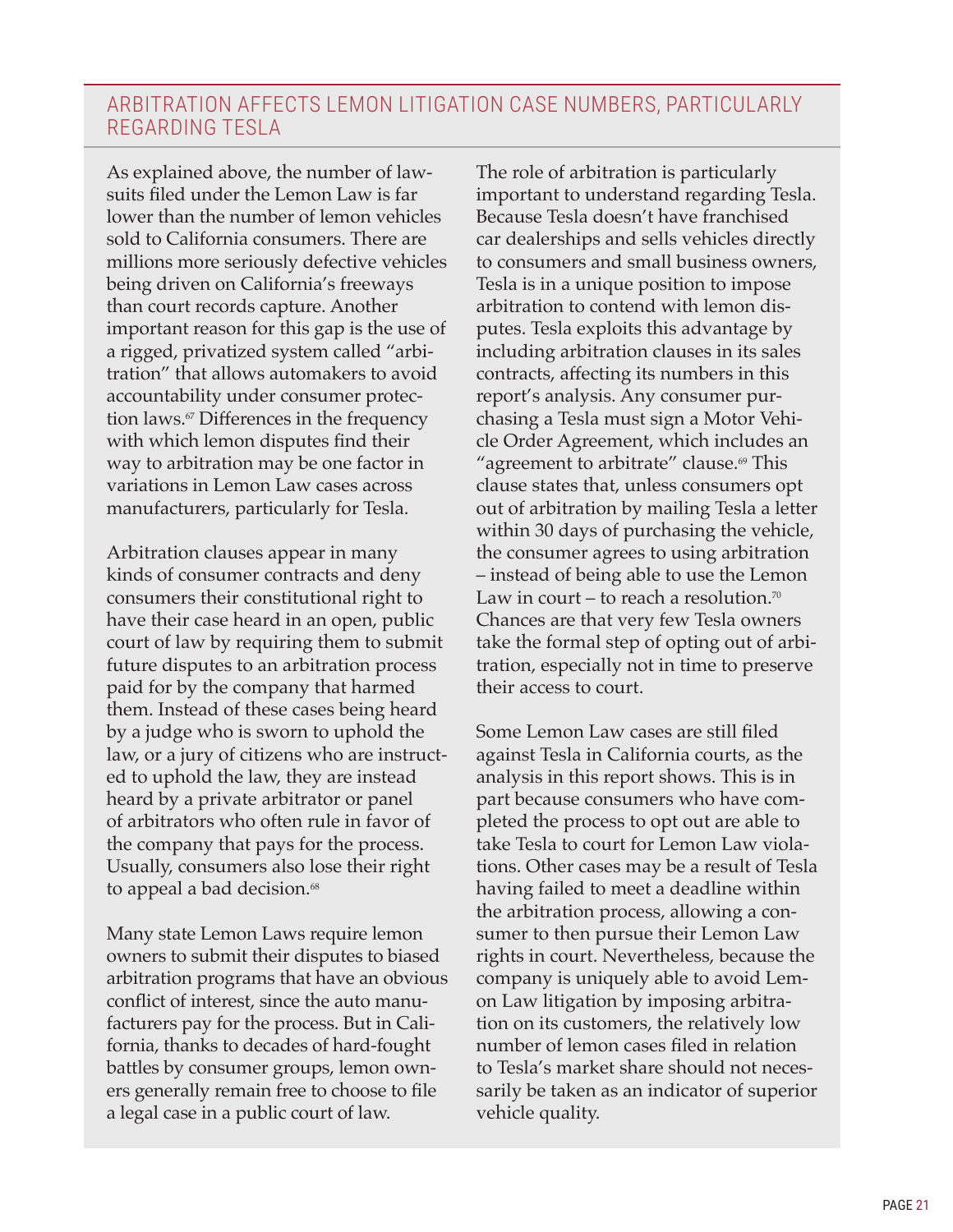## ARBITRATION AFFECTS LEMON LITIGATION CASE NUMBERS, PARTICULARLY REGARDING TESLA

As explained above, the number of lawsuits filed under the Lemon Law is far lower than the number of lemon vehicles sold to California consumers. There are millions more seriously defective vehicles being driven on California's freeways than court records capture. Another important reason for this gap is the use of a rigged, privatized system called "arbitration" that allows automakers to avoid accountability under consumer protection laws.[67] Differences in the frequency with which lemon disputes find their way to arbitration may be one factor in variations in Lemon Law cases across manufacturers, particularly for Tesla.

Arbitration clauses appear in many kinds of consumer contracts and deny consumers their constitutional right to have their case heard in an open, public court of law by requiring them to submit future disputes to an arbitration process paid for by the company that harmed them. Instead of these cases being heard by a judge who is sworn to uphold the law, or a jury of citizens who are instructed to uphold the law, they are instead heard by a private arbitrator or panel of arbitrators who often rule in favor of the company that pays for the process. Usually, consumers also lose their right to appeal a bad decision.[68]

Many state Lemon Laws require lemon owners to submit their disputes to biased arbitration programs that have an obvious conflict of interest, since the auto manufacturers pay for the process. But in California, thanks to decades of hard-fought battles by consumer groups, lemon owners generally remain free to choose to file a legal case in a public court of law.

The role of arbitration is particularly important to understand regarding Tesla. Because Tesla doesn't have franchised car dealerships and sells vehicles directly to consumers and small business owners, Tesla is in a unique position to impose arbitration to contend with lemon disputes. Tesla exploits this advantage by including arbitration clauses in its sales contracts, affecting its numbers in this report's analysis. Any consumer purchasing a Tesla must sign a Motor Vehicle Order Agreement, which includes an "agreement to arbitrate" clause.[69] This clause states that, unless consumers opt out of arbitration by mailing Tesla a letter within 30 days of purchasing the vehicle, the consumer agrees to using arbitration – instead of being able to use the Lemon Law in court – to reach a resolution.[70] Chances are that very few Tesla owners take the formal step of opting out of arbitration, especially not in time to preserve their access to court.

Some Lemon Law cases are still filed against Tesla in California courts, as the analysis in this report shows. This is in part because consumers who have completed the process to opt out are able to take Tesla to court for Lemon Law violations. Other cases may be a result of Tesla having failed to meet a deadline within the arbitration process, allowing a consumer to then pursue their Lemon Law rights in court. Nevertheless, because the company is uniquely able to avoid Lemon Law litigation by imposing arbitration on its customers, the relatively low number of lemon cases filed in relation to Tesla's market share should not necessarily be taken as an indicator of superior vehicle quality.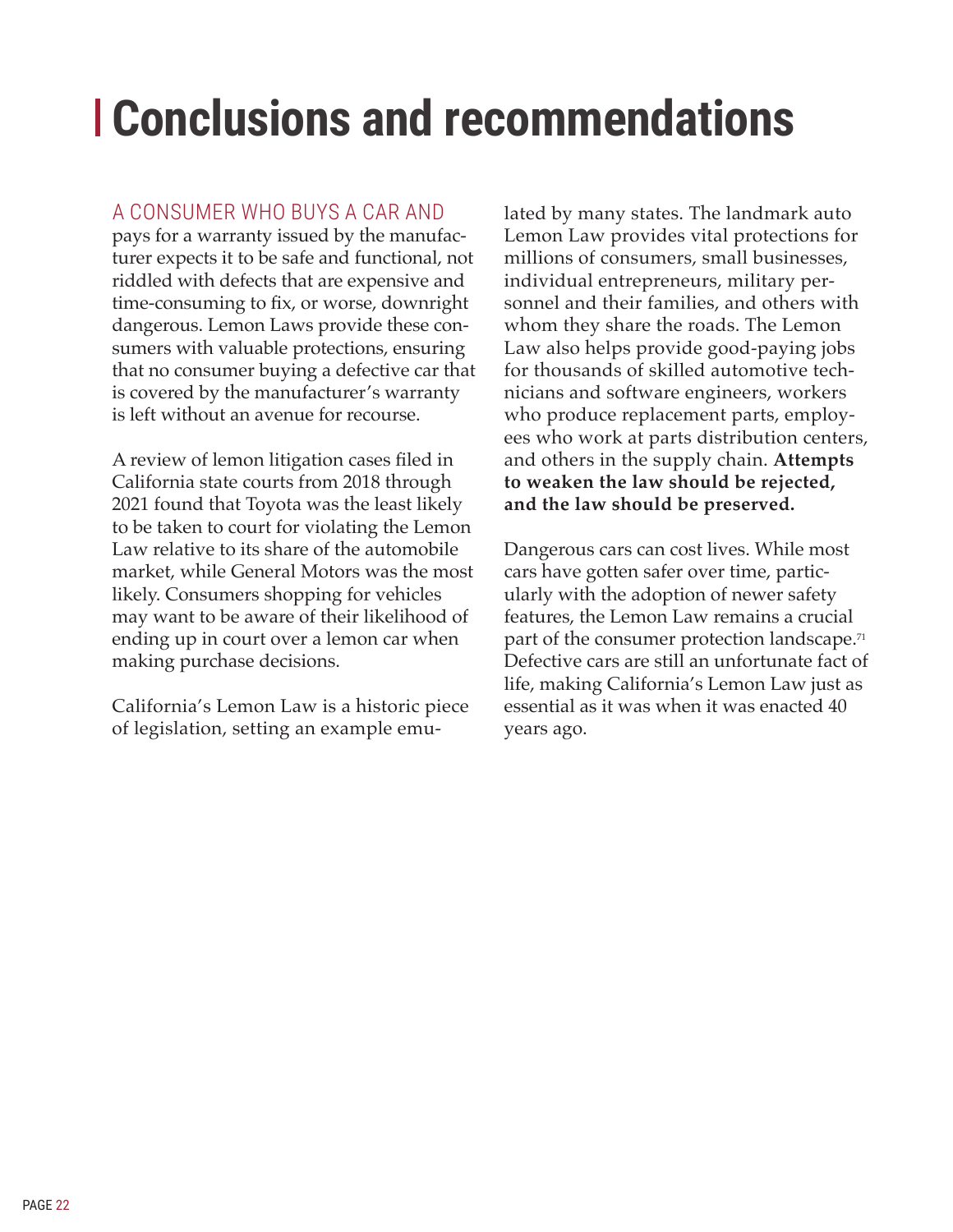# Conclusions and recommendations

A CONSUMER WHO BUYS A CAR AND pays for a warranty issued by the manufacturer expects it to be safe and functional, not riddled with defects that are expensive and time-consuming to fix, or worse, downright dangerous. Lemon Laws provide these consumers with valuable protections, ensuring that no consumer buying a defective car that is covered by the manufacturer's warranty is left without an avenue for recourse.

A review of lemon litigation cases filed in California state courts from 2018 through 2021 found that Toyota was the least likely to be taken to court for violating the Lemon Law relative to its share of the automobile market, while General Motors was the most likely. Consumers shopping for vehicles may want to be aware of their likelihood of ending up in court over a lemon car when making purchase decisions.

California's Lemon Law is a historic piece of legislation, setting an example emulated by many states. The landmark auto Lemon Law provides vital protections for millions of consumers, small businesses, individual entrepreneurs, military personnel and their families, and others with whom they share the roads. The Lemon Law also helps provide good-paying jobs for thousands of skilled automotive technicians and software engineers, workers who produce replacement parts, employees who work at parts distribution centers, and others in the supply chain. **Attempts to weaken the law should be rejected, and the law should be preserved.**

Dangerous cars can cost lives. While most cars have gotten safer over time, particularly with the adoption of newer safety features, the Lemon Law remains a crucial part of the consumer protection landscape.[71] Defective cars are still an unfortunate fact of life, making California's Lemon Law just as essential as it was when it was enacted 40 years ago.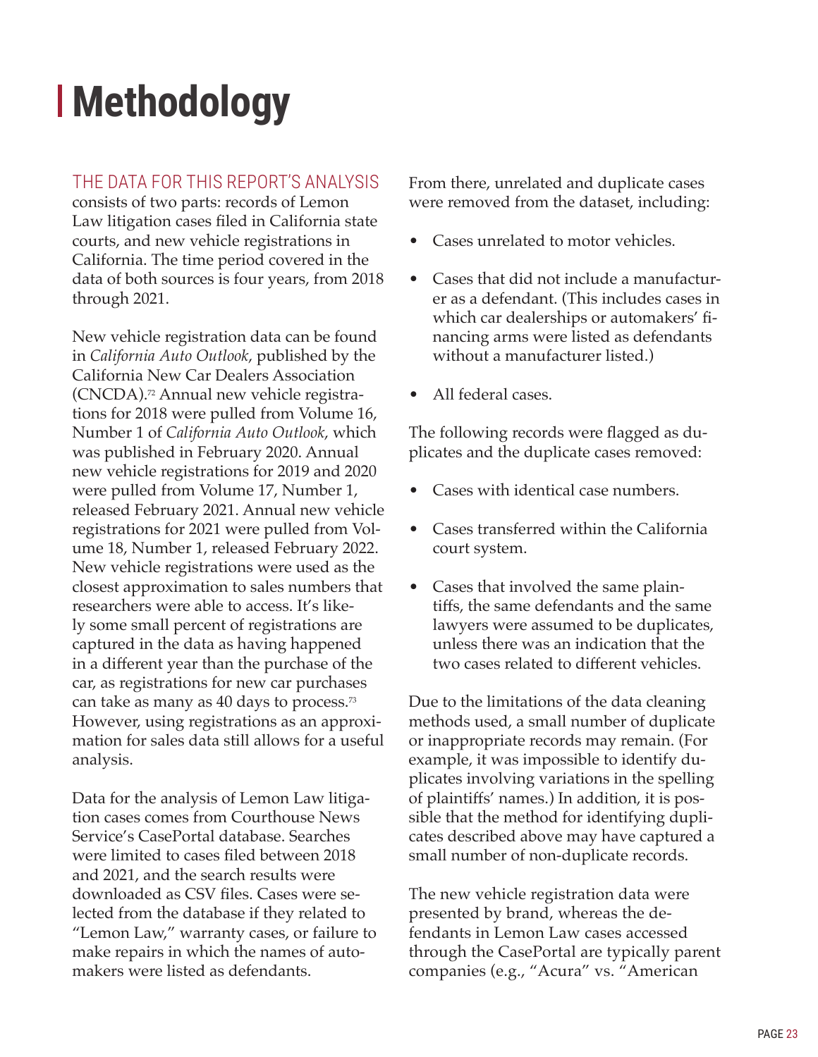# Methodology

THE DATA FOR THIS REPORT'S ANALYSIS consists of two parts: records of Lemon Law litigation cases filed in California state courts, and new vehicle registrations in California. The time period covered in the data of both sources is four years, from 2018 through 2021.

New vehicle registration data can be found in *California Auto Outlook*, published by the California New Car Dealers Association (CNCDA).[72] Annual new vehicle registrations for 2018 were pulled from Volume 16, Number 1 of *California Auto Outlook*, which was published in February 2020. Annual new vehicle registrations for 2019 and 2020 were pulled from Volume 17, Number 1, released February 2021. Annual new vehicle registrations for 2021 were pulled from Volume 18, Number 1, released February 2022. New vehicle registrations were used as the closest approximation to sales numbers that researchers were able to access. It's likely some small percent of registrations are captured in the data as having happened in a different year than the purchase of the car, as registrations for new car purchases can take as many as 40 days to process.[73] However, using registrations as an approximation for sales data still allows for a useful analysis.

Data for the analysis of Lemon Law litigation cases comes from Courthouse News Service's CasePortal database. Searches were limited to cases filed between 2018 and 2021, and the search results were downloaded as CSV files. Cases were selected from the database if they related to "Lemon Law," warranty cases, or failure to make repairs in which the names of automakers were listed as defendants.

From there, unrelated and duplicate cases were removed from the dataset, including:

- Cases unrelated to motor vehicles.
- Cases that did not include a manufacturer as a defendant. (This includes cases in which car dealerships or automakers' financing arms were listed as defendants without a manufacturer listed.)
- All federal cases.

The following records were flagged as duplicates and the duplicate cases removed:

- Cases with identical case numbers.
- Cases transferred within the California court system.
- Cases that involved the same plaintiffs, the same defendants and the same lawyers were assumed to be duplicates, unless there was an indication that the two cases related to different vehicles.

Due to the limitations of the data cleaning methods used, a small number of duplicate or inappropriate records may remain. (For example, it was impossible to identify duplicates involving variations in the spelling of plaintiffs' names.) In addition, it is possible that the method for identifying duplicates described above may have captured a small number of non-duplicate records.

The new vehicle registration data were presented by brand, whereas the defendants in Lemon Law cases accessed through the CasePortal are typically parent companies (e.g., "Acura" vs. "American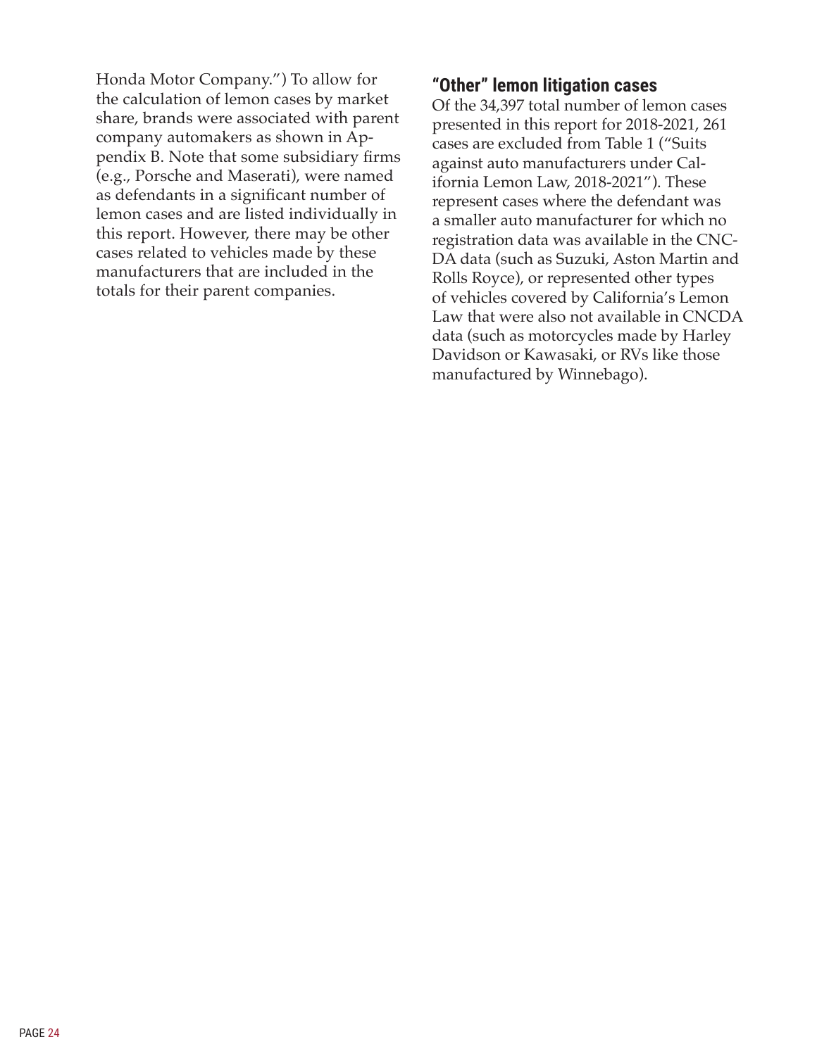Honda Motor Company.") To allow for the calculation of lemon cases by market share, brands were associated with parent company automakers as shown in Appendix B. Note that some subsidiary firms (e.g., Porsche and Maserati), were named as defendants in a significant number of lemon cases and are listed individually in this report. However, there may be other cases related to vehicles made by these manufacturers that are included in the totals for their parent companies.

## "Other" lemon litigation cases

Of the 34,397 total number of lemon cases presented in this report for 2018-2021, 261 cases are excluded from Table 1 ("Suits against auto manufacturers under California Lemon Law, 2018-2021"). These represent cases where the defendant was a smaller auto manufacturer for which no registration data was available in the CNCDA data (such as Suzuki, Aston Martin and Rolls Royce), or represented other types of vehicles covered by California's Lemon Law that were also not available in CNCDA data (such as motorcycles made by Harley Davidson or Kawasaki, or RVs like those manufactured by Winnebago).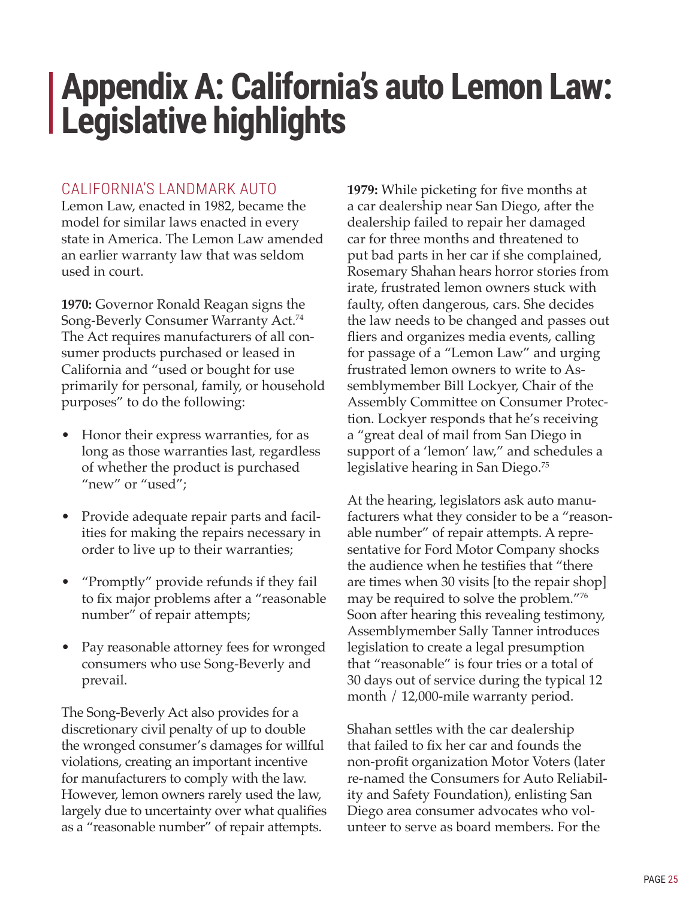# Appendix A: California's auto Lemon Law: Legislative highlights

CALIFORNIA'S LANDMARK AUTO Lemon Law, enacted in 1982, became the model for similar laws enacted in every state in America. The Lemon Law amended an earlier warranty law that was seldom used in court.

**1970:** Governor Ronald Reagan signs the Song-Beverly Consumer Warranty Act.[74] The Act requires manufacturers of all consumer products purchased or leased in California and "used or bought for use primarily for personal, family, or household purposes" to do the following:

- Honor their express warranties, for as long as those warranties last, regardless of whether the product is purchased "new" or "used";
- Provide adequate repair parts and facilities for making the repairs necessary in order to live up to their warranties;
- "Promptly" provide refunds if they fail to fix major problems after a "reasonable number" of repair attempts;
- Pay reasonable attorney fees for wronged consumers who use Song-Beverly and prevail.

The Song-Beverly Act also provides for a discretionary civil penalty of up to double the wronged consumer's damages for willful violations, creating an important incentive for manufacturers to comply with the law. However, lemon owners rarely used the law, largely due to uncertainty over what qualifies as a "reasonable number" of repair attempts.

**1979:** While picketing for five months at a car dealership near San Diego, after the dealership failed to repair her damaged car for three months and threatened to put bad parts in her car if she complained, Rosemary Shahan hears horror stories from irate, frustrated lemon owners stuck with faulty, often dangerous, cars. She decides the law needs to be changed and passes out fliers and organizes media events, calling for passage of a "Lemon Law" and urging frustrated lemon owners to write to Assemblymember Bill Lockyer, Chair of the Assembly Committee on Consumer Protection. Lockyer responds that he's receiving a "great deal of mail from San Diego in support of a 'lemon' law," and schedules a legislative hearing in San Diego.[75]

At the hearing, legislators ask auto manufacturers what they consider to be a "reasonable number" of repair attempts. A representative for Ford Motor Company shocks the audience when he testifies that "there are times when 30 visits [to the repair shop] may be required to solve the problem."[76] Soon after hearing this revealing testimony, Assemblymember Sally Tanner introduces legislation to create a legal presumption that "reasonable" is four tries or a total of 30 days out of service during the typical 12 month / 12,000-mile warranty period.

Shahan settles with the car dealership that failed to fix her car and founds the non-profit organization Motor Voters (later re-named the Consumers for Auto Reliability and Safety Foundation), enlisting San Diego area consumer advocates who volunteer to serve as board members. For the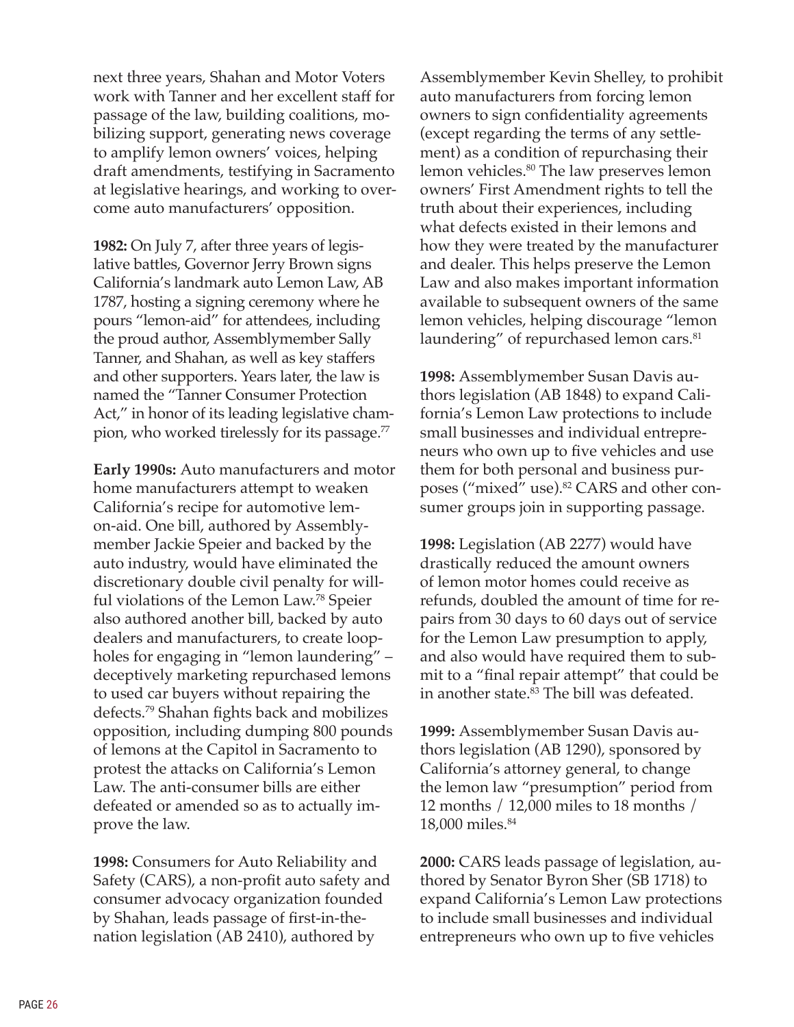next three years, Shahan and Motor Voters work with Tanner and her excellent staff for passage of the law, building coalitions, mobilizing support, generating news coverage to amplify lemon owners' voices, helping draft amendments, testifying in Sacramento at legislative hearings, and working to overcome auto manufacturers' opposition.

**1982:** On July 7, after three years of legislative battles, Governor Jerry Brown signs California's landmark auto Lemon Law, AB 1787, hosting a signing ceremony where he pours "lemon-aid" for attendees, including the proud author, Assemblymember Sally Tanner, and Shahan, as well as key staffers and other supporters. Years later, the law is named the "Tanner Consumer Protection Act," in honor of its leading legislative champion, who worked tirelessly for its passage.[77]

**Early 1990s:** Auto manufacturers and motor home manufacturers attempt to weaken California's recipe for automotive lemon-aid. One bill, authored by Assemblymember Jackie Speier and backed by the auto industry, would have eliminated the discretionary double civil penalty for willful violations of the Lemon Law.[78] Speier also authored another bill, backed by auto dealers and manufacturers, to create loopholes for engaging in "lemon laundering" – deceptively marketing repurchased lemons to used car buyers without repairing the defects.[79] Shahan fights back and mobilizes opposition, including dumping 800 pounds of lemons at the Capitol in Sacramento to protest the attacks on California's Lemon Law. The anti-consumer bills are either defeated or amended so as to actually improve the law.

**1998:** Consumers for Auto Reliability and Safety (CARS), a non-profit auto safety and consumer advocacy organization founded by Shahan, leads passage of first-in-the-nation legislation (AB 2410), authored by Assemblymember Kevin Shelley, to prohibit auto manufacturers from forcing lemon owners to sign confidentiality agreements (except regarding the terms of any settlement) as a condition of repurchasing their lemon vehicles.[80] The law preserves lemon owners' First Amendment rights to tell the truth about their experiences, including what defects existed in their lemons and how they were treated by the manufacturer and dealer. This helps preserve the Lemon Law and also makes important information available to subsequent owners of the same lemon vehicles, helping discourage "lemon laundering" of repurchased lemon cars.[81]

**1998:** Assemblymember Susan Davis authors legislation (AB 1848) to expand California's Lemon Law protections to include small businesses and individual entrepreneurs who own up to five vehicles and use them for both personal and business purposes ("mixed" use).[82] CARS and other consumer groups join in supporting passage.

**1998:** Legislation (AB 2277) would have drastically reduced the amount owners of lemon motor homes could receive as refunds, doubled the amount of time for repairs from 30 days to 60 days out of service for the Lemon Law presumption to apply, and also would have required them to submit to a "final repair attempt" that could be in another state.[83] The bill was defeated.

**1999:** Assemblymember Susan Davis authors legislation (AB 1290), sponsored by California's attorney general, to change the lemon law "presumption" period from 12 months / 12,000 miles to 18 months / 18,000 miles.[84]

**2000:** CARS leads passage of legislation, authored by Senator Byron Sher (SB 1718) to expand California's Lemon Law protections to include small businesses and individual entrepreneurs who own up to five vehicles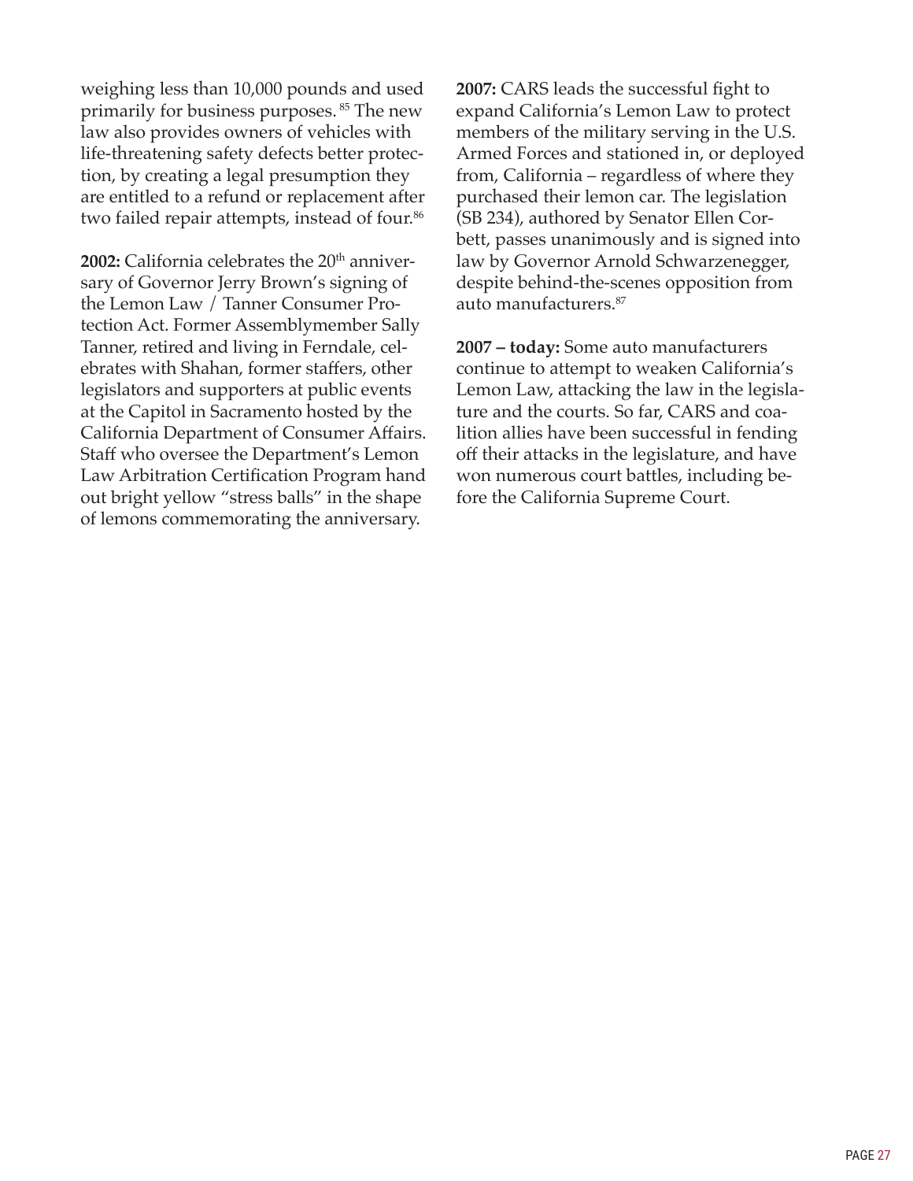weighing less than 10,000 pounds and used primarily for business purposes. [85] The new law also provides owners of vehicles with life-threatening safety defects better protection, by creating a legal presumption they are entitled to a refund or replacement after two failed repair attempts, instead of four.[86]

**2002:** California celebrates the 20th anniversary of Governor Jerry Brown's signing of the Lemon Law / Tanner Consumer Protection Act. Former Assemblymember Sally Tanner, retired and living in Ferndale, celebrates with Shahan, former staffers, other legislators and supporters at public events at the Capitol in Sacramento hosted by the California Department of Consumer Affairs. Staff who oversee the Department's Lemon Law Arbitration Certification Program hand out bright yellow "stress balls" in the shape of lemons commemorating the anniversary.

**2007:** CARS leads the successful fight to expand California's Lemon Law to protect members of the military serving in the U.S. Armed Forces and stationed in, or deployed from, California – regardless of where they purchased their lemon car. The legislation (SB 234), authored by Senator Ellen Corbett, passes unanimously and is signed into law by Governor Arnold Schwarzenegger, despite behind-the-scenes opposition from auto manufacturers.[87]

**2007 – today:** Some auto manufacturers continue to attempt to weaken California's Lemon Law, attacking the law in the legislature and the courts. So far, CARS and coalition allies have been successful in fending off their attacks in the legislature, and have won numerous court battles, including before the California Supreme Court.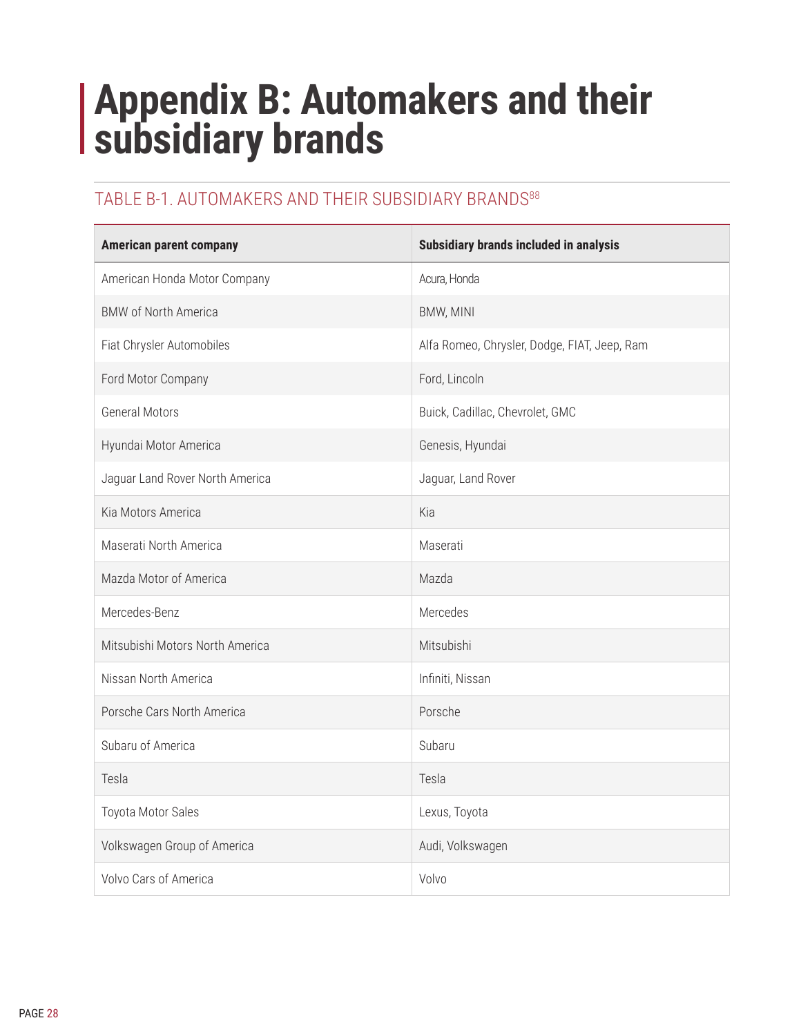# Appendix B: Automakers and their subsidiary brands

## TABLE B-1. AUTOMAKERS AND THEIR SUBSIDIARY BRANDS[88]

| American parent company | Subsidiary brands included in analysis |
|---|---|
| American Honda Motor Company | Acura, Honda |
| BMW of North America | BMW, MINI |
| Fiat Chrysler Automobiles | Alfa Romeo, Chrysler, Dodge, FIAT, Jeep, Ram |
| Ford Motor Company | Ford, Lincoln |
| General Motors | Buick, Cadillac, Chevrolet, GMC |
| Hyundai Motor America | Genesis, Hyundai |
| Jaguar Land Rover North America | Jaguar, Land Rover |
| Kia Motors America | Kia |
| Maserati North America | Maserati |
| Mazda Motor of America | Mazda |
| Mercedes-Benz | Mercedes |
| Mitsubishi Motors North America | Mitsubishi |
| Nissan North America | Infiniti, Nissan |
| Porsche Cars North America | Porsche |
| Subaru of America | Subaru |
| Tesla | Tesla |
| Toyota Motor Sales | Lexus, Toyota |
| Volkswagen Group of America | Audi, Volkswagen |
| Volvo Cars of America | Volvo |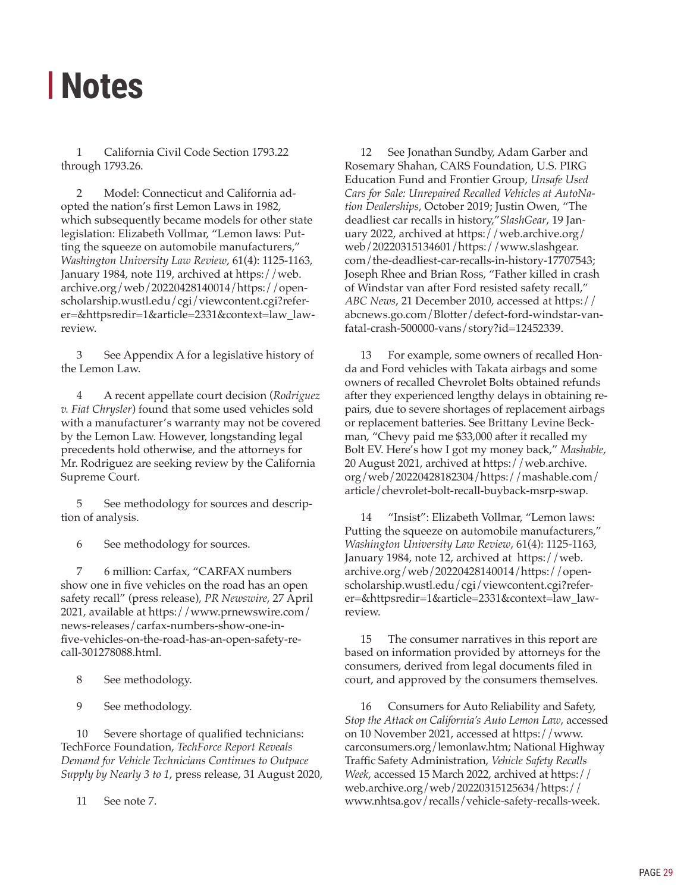# Notes

1 California Civil Code Section 1793.22 through 1793.26.

2 Model: Connecticut and California adopted the nation's first Lemon Laws in 1982, which subsequently became models for other state legislation: Elizabeth Vollmar, "Lemon laws: Putting the squeeze on automobile manufacturers," *Washington University Law Review*, 61(4): 1125-1163, January 1984, note 119, archived at https://web.archive.org/web/20220428140014/https://openscholarship.wustl.edu/cgi/viewcontent.cgi?referer=&httpsredir=1&article=2331&context=law_lawreview.

3 See Appendix A for a legislative history of the Lemon Law.

4 A recent appellate court decision (*Rodriguez v. Fiat Chrysler*) found that some used vehicles sold with a manufacturer's warranty may not be covered by the Lemon Law. However, longstanding legal precedents hold otherwise, and the attorneys for Mr. Rodriguez are seeking review by the California Supreme Court.

5 See methodology for sources and description of analysis.

6 See methodology for sources.

7 6 million: Carfax, "CARFAX numbers show one in five vehicles on the road has an open safety recall" (press release), *PR Newswire*, 27 April 2021, available at https://www.prnewswire.com/news-releases/carfax-numbers-show-one-in-five-vehicles-on-the-road-has-an-open-safety-recall-301278088.html.

8 See methodology.

9 See methodology.

10 Severe shortage of qualified technicians: TechForce Foundation, *TechForce Report Reveals Demand for Vehicle Technicians Continues to Outpace Supply by Nearly 3 to 1*, press release, 31 August 2020,

11 See note 7.

12 See Jonathan Sundby, Adam Garber and Rosemary Shahan, CARS Foundation, U.S. PIRG Education Fund and Frontier Group, *Unsafe Used Cars for Sale: Unrepaired Recalled Vehicles at AutoNation Dealerships*, October 2019; Justin Owen, "The deadliest car recalls in history,"*SlashGear*, 19 January 2022, archived at https://web.archive.org/web/20220315134601/https://www.slashgear.com/the-deadliest-car-recalls-in-history-17707543; Joseph Rhee and Brian Ross, "Father killed in crash of Windstar van after Ford resisted safety recall," *ABC News*, 21 December 2010, accessed at https://abcnews.go.com/Blotter/defect-ford-windstar-van-fatal-crash-500000-vans/story?id=12452339.

13 For example, some owners of recalled Honda and Ford vehicles with Takata airbags and some owners of recalled Chevrolet Bolts obtained refunds after they experienced lengthy delays in obtaining repairs, due to severe shortages of replacement airbags or replacement batteries. See Brittany Levine Beckman, "Chevy paid me $33,000 after it recalled my Bolt EV. Here's how I got my money back," *Mashable*, 20 August 2021, archived at https://web.archive.org/web/20220428182304/https://mashable.com/article/chevrolet-bolt-recall-buyback-msrp-swap.

14 "Insist": Elizabeth Vollmar, "Lemon laws: Putting the squeeze on automobile manufacturers," *Washington University Law Review*, 61(4): 1125-1163, January 1984, note 12, archived at https://web.archive.org/web/20220428140014/https://openscholarship.wustl.edu/cgi/viewcontent.cgi?referer=&httpsredir=1&article=2331&context=law_lawreview.

15 The consumer narratives in this report are based on information provided by attorneys for the consumers, derived from legal documents filed in court, and approved by the consumers themselves.

16 Consumers for Auto Reliability and Safety, *Stop the Attack on California's Auto Lemon Law*, accessed on 10 November 2021, accessed at https://www.carconsumers.org/lemonlaw.htm; National Highway Traffic Safety Administration, *Vehicle Safety Recalls Week*, accessed 15 March 2022, archived at https://web.archive.org/web/20220315125634/https://www.nhtsa.gov/recalls/vehicle-safety-recalls-week.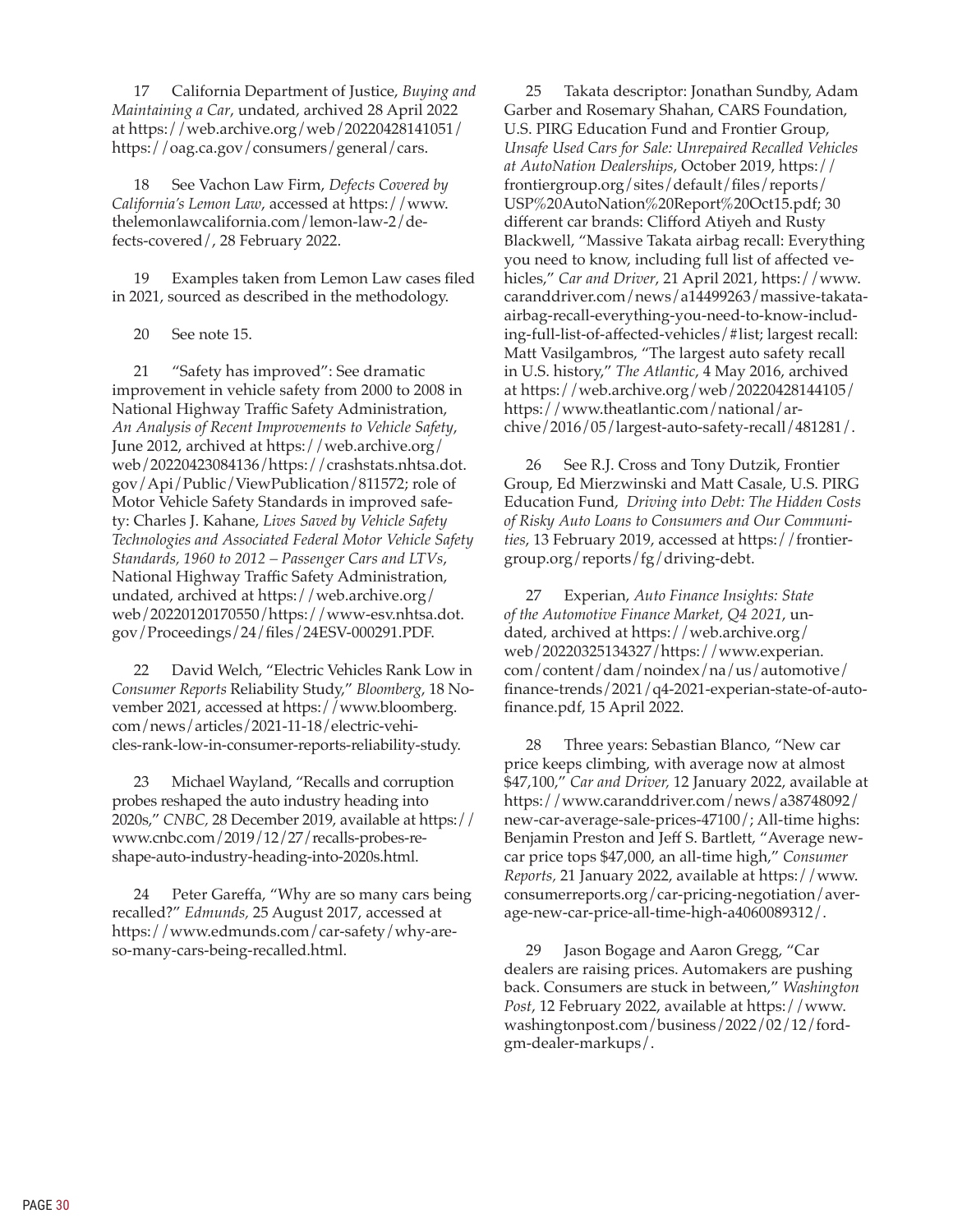17 California Department of Justice, *Buying and Maintaining a Car*, undated, archived 28 April 2022 at https://web.archive.org/web/20220428141051/https://oag.ca.gov/consumers/general/cars.

18 See Vachon Law Firm, *Defects Covered by California's Lemon Law*, accessed at https://www.thelemonlawcalifornia.com/lemon-law-2/defects-covered/, 28 February 2022.

19 Examples taken from Lemon Law cases filed in 2021, sourced as described in the methodology.

20 See note 15.

21 "Safety has improved": See dramatic improvement in vehicle safety from 2000 to 2008 in National Highway Traffic Safety Administration, *An Analysis of Recent Improvements to Vehicle Safety*, June 2012, archived at https://web.archive.org/web/20220423084136/https://crashstats.nhtsa.dot.gov/Api/Public/ViewPublication/811572; role of Motor Vehicle Safety Standards in improved safety: Charles J. Kahane, *Lives Saved by Vehicle Safety Technologies and Associated Federal Motor Vehicle Safety Standards, 1960 to 2012 – Passenger Cars and LTVs*, National Highway Traffic Safety Administration, undated, archived at https://web.archive.org/web/20220120170550/https://www-esv.nhtsa.dot.gov/Proceedings/24/files/24ESV-000291.PDF.

22 David Welch, "Electric Vehicles Rank Low in *Consumer Reports* Reliability Study," *Bloomberg*, 18 November 2021, accessed at https://www.bloomberg.com/news/articles/2021-11-18/electric-vehicles-rank-low-in-consumer-reports-reliability-study.

23 Michael Wayland, "Recalls and corruption probes reshaped the auto industry heading into 2020s," *CNBC,* 28 December 2019, available at https://www.cnbc.com/2019/12/27/recalls-probes-reshape-auto-industry-heading-into-2020s.html.

24 Peter Gareffa, "Why are so many cars being recalled?" *Edmunds,* 25 August 2017, accessed at https://www.edmunds.com/car-safety/why-are-so-many-cars-being-recalled.html.

25 Takata descriptor: Jonathan Sundby, Adam Garber and Rosemary Shahan, CARS Foundation, U.S. PIRG Education Fund and Frontier Group, *Unsafe Used Cars for Sale: Unrepaired Recalled Vehicles at AutoNation Dealerships*, October 2019, https://frontiergroup.org/sites/default/files/reports/USP%20AutoNation%20Report%20Oct15.pdf; 30 different car brands: Clifford Atiyeh and Rusty Blackwell, "Massive Takata airbag recall: Everything you need to know, including full list of affected vehicles," *Car and Driver*, 21 April 2021, https://www.caranddriver.com/news/a14499263/massive-takata-airbag-recall-everything-you-need-to-know-including-full-list-of-affected-vehicles/#list; largest recall: Matt Vasilgambros, "The largest auto safety recall in U.S. history," *The Atlantic*, 4 May 2016, archived at https://web.archive.org/web/20220428144105/https://www.theatlantic.com/national/archive/2016/05/largest-auto-safety-recall/481281/.

26 See R.J. Cross and Tony Dutzik, Frontier Group, Ed Mierzwinski and Matt Casale, U.S. PIRG Education Fund, *Driving into Debt: The Hidden Costs of Risky Auto Loans to Consumers and Our Communities*, 13 February 2019, accessed at https://frontiergroup.org/reports/fg/driving-debt.

27 Experian, *Auto Finance Insights: State of the Automotive Finance Market, Q4 2021*, undated, archived at https://web.archive.org/web/20220325134327/https://www.experian.com/content/dam/noindex/na/us/automotive/finance-trends/2021/q4-2021-experian-state-of-auto-finance.pdf, 15 April 2022.

28 Three years: Sebastian Blanco, "New car price keeps climbing, with average now at almost $47,100," *Car and Driver,* 12 January 2022, available at https://www.caranddriver.com/news/a38748092/new-car-average-sale-prices-47100/; All-time highs: Benjamin Preston and Jeff S. Bartlett, "Average new-car price tops $47,000, an all-time high," *Consumer Reports,* 21 January 2022, available at https://www.consumerreports.org/car-pricing-negotiation/average-new-car-price-all-time-high-a4060089312/.

29 Jason Bogage and Aaron Gregg, "Car dealers are raising prices. Automakers are pushing back. Consumers are stuck in between," *Washington Post*, 12 February 2022, available at https://www.washingtonpost.com/business/2022/02/12/ford-gm-dealer-markups/.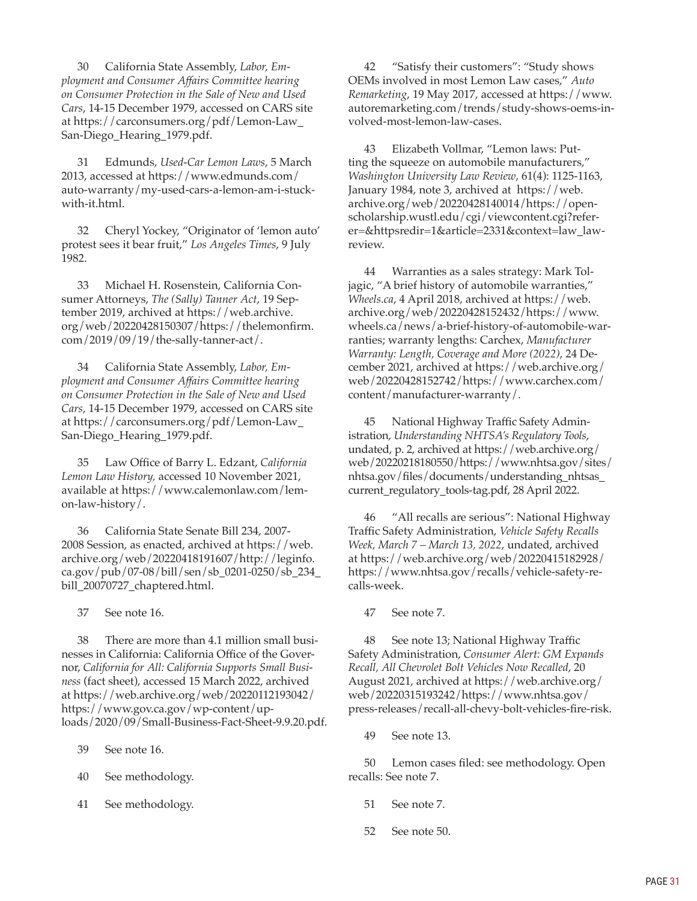30 California State Assembly, *Labor, Employment and Consumer Affairs Committee hearing on Consumer Protection in the Sale of New and Used Cars*, 14-15 December 1979, accessed on CARS site at https://carconsumers.org/pdf/Lemon-Law_San-Diego_Hearing_1979.pdf.

31 Edmunds, *Used-Car Lemon Laws*, 5 March 2013, accessed at https://www.edmunds.com/auto-warranty/my-used-cars-a-lemon-am-i-stuck-with-it.html.

32 Cheryl Yockey, "Originator of 'lemon auto' protest sees it bear fruit," *Los Angeles Times*, 9 July 1982.

33 Michael H. Rosenstein, California Consumer Attorneys, *The (Sally) Tanner Act*, 19 September 2019, archived at https://web.archive.org/web/20220428150307/https://thelemonfirm.com/2019/09/19/the-sally-tanner-act/.

34 California State Assembly, *Labor, Employment and Consumer Affairs Committee hearing on Consumer Protection in the Sale of New and Used Cars*, 14-15 December 1979, accessed on CARS site at https://carconsumers.org/pdf/Lemon-Law_San-Diego_Hearing_1979.pdf.

35 Law Office of Barry L. Edzant, *California Lemon Law History,* accessed 10 November 2021, available at https://www.calemonlaw.com/lemon-law-history/.

36 California State Senate Bill 234, 2007-2008 Session, as enacted, archived at https://web.archive.org/web/20220418191607/http://leginfo.ca.gov/pub/07-08/bill/sen/sb_0201-0250/sb_234_bill_20070727_chaptered.html.

37 See note 16.

38 There are more than 4.1 million small businesses in California: California Office of the Governor, *California for All: California Supports Small Business* (fact sheet), accessed 15 March 2022, archived at https://web.archive.org/web/20220112193042/https://www.gov.ca.gov/wp-content/uploads/2020/09/Small-Business-Fact-Sheet-9.9.20.pdf.

39 See note 16.

40 See methodology.

41 See methodology.

42 "Satisfy their customers": "Study shows OEMs involved in most Lemon Law cases," *Auto Remarketing*, 19 May 2017, accessed at https://www.autoremarketing.com/trends/study-shows-oems-involved-most-lemon-law-cases.

43 Elizabeth Vollmar, "Lemon laws: Putting the squeeze on automobile manufacturers," *Washington University Law Review*, 61(4): 1125-1163, January 1984, note 3, archived at https://web.archive.org/web/20220428140014/https://openscholarship.wustl.edu/cgi/viewcontent.cgi?referer=&httpsredir=1&article=2331&context=law_lawreview.

44 Warranties as a sales strategy: Mark Toljagic, "A brief history of automobile warranties," *Wheels.ca*, 4 April 2018, archived at https://web.archive.org/web/20220428152432/https://www.wheels.ca/news/a-brief-history-of-automobile-warranties; warranty lengths: Carchex, *Manufacturer Warranty: Length, Coverage and More (2022)*, 24 December 2021, archived at https://web.archive.org/web/20220428152742/https://www.carchex.com/content/manufacturer-warranty/.

45 National Highway Traffic Safety Administration, *Understanding NHTSA's Regulatory Tools*, undated, p. 2, archived at https://web.archive.org/web/20220218180550/https://www.nhtsa.gov/sites/nhtsa.gov/files/documents/understanding_nhtsas_current_regulatory_tools-tag.pdf, 28 April 2022.

46 "All recalls are serious": National Highway Traffic Safety Administration, *Vehicle Safety Recalls Week, March 7 – March 13, 2022*, undated, archived at https://web.archive.org/web/20220415182928/https://www.nhtsa.gov/recalls/vehicle-safety-recalls-week.

47 See note 7.

48 See note 13; National Highway Traffic Safety Administration, *Consumer Alert: GM Expands Recall, All Chevrolet Bolt Vehicles Now Recalled*, 20 August 2021, archived at https://web.archive.org/web/20220315193242/https://www.nhtsa.gov/press-releases/recall-all-chevy-bolt-vehicles-fire-risk.

49 See note 13.

50 Lemon cases filed: see methodology. Open recalls: See note 7.

51 See note 7.

52 See note 50.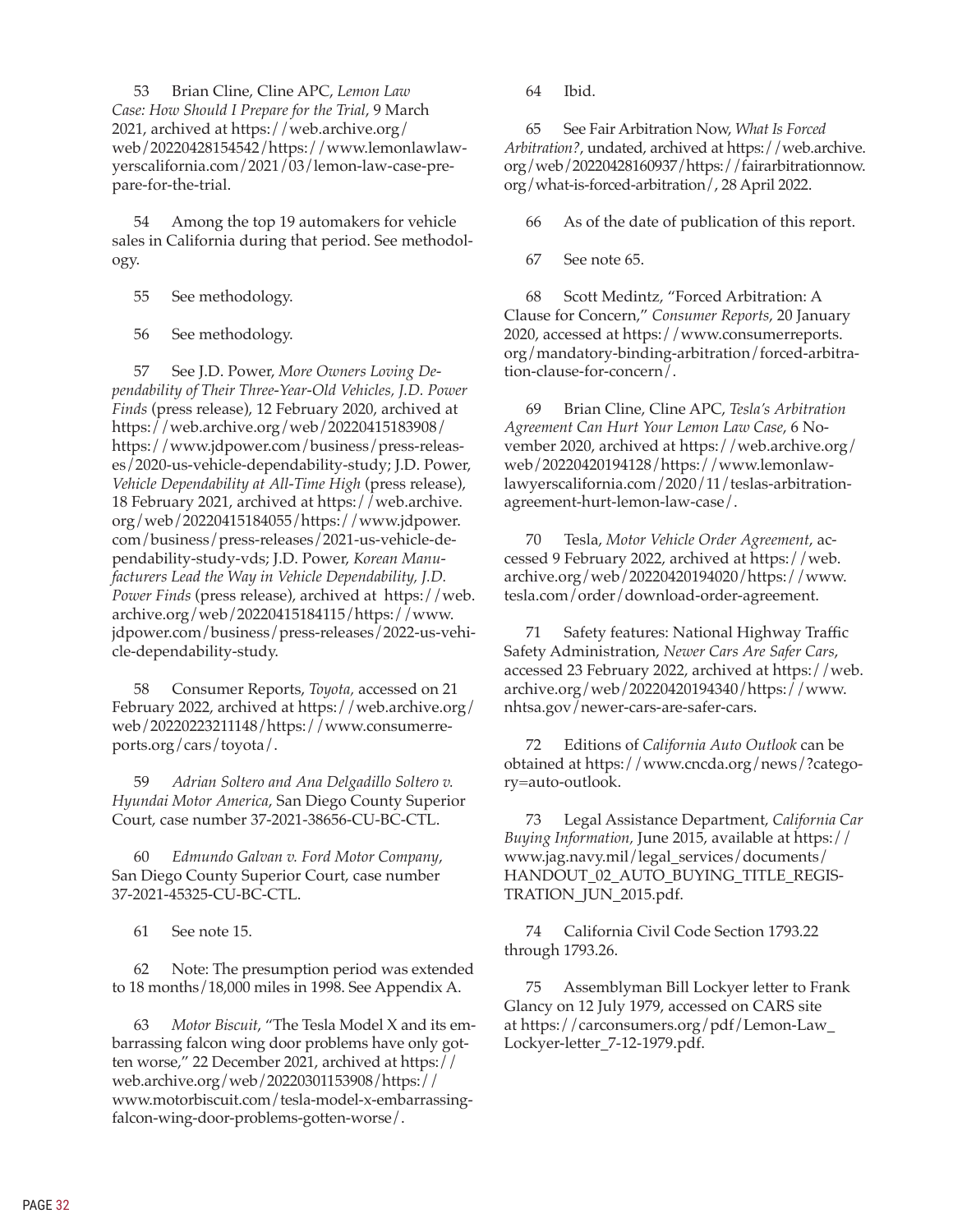53 Brian Cline, Cline APC, *Lemon Law Case: How Should I Prepare for the Trial*, 9 March 2021, archived at https://web.archive.org/web/20220428154542/https://www.lemonlawlawyerscalifornia.com/2021/03/lemon-law-case-prepare-for-the-trial.

54 Among the top 19 automakers for vehicle sales in California during that period. See methodology.

55 See methodology.

56 See methodology.

57 See J.D. Power, *More Owners Loving Dependability of Their Three-Year-Old Vehicles, J.D. Power Finds* (press release), 12 February 2020, archived at https://web.archive.org/web/20220415183908/https://www.jdpower.com/business/press-releases/2020-us-vehicle-dependability-study; J.D. Power, *Vehicle Dependability at All-Time High* (press release), 18 February 2021, archived at https://web.archive.org/web/20220415184055/https://www.jdpower.com/business/press-releases/2021-us-vehicle-dependability-study-vds; J.D. Power, *Korean Manufacturers Lead the Way in Vehicle Dependability, J.D. Power Finds* (press release), archived at https://web.archive.org/web/20220415184115/https://www.jdpower.com/business/press-releases/2022-us-vehicle-dependability-study.

58 Consumer Reports, *Toyota*, accessed on 21 February 2022, archived at https://web.archive.org/web/20220223211148/https://www.consumerreports.org/cars/toyota/.

59 *Adrian Soltero and Ana Delgadillo Soltero v. Hyundai Motor America*, San Diego County Superior Court, case number 37-2021-38656-CU-BC-CTL.

60 *Edmundo Galvan v. Ford Motor Company*, San Diego County Superior Court, case number 37-2021-45325-CU-BC-CTL.

61 See note 15.

62 Note: The presumption period was extended to 18 months/18,000 miles in 1998. See Appendix A.

63 *Motor Biscuit*, "The Tesla Model X and its embarrassing falcon wing door problems have only gotten worse," 22 December 2021, archived at https://web.archive.org/web/20220301153908/https://www.motorbiscuit.com/tesla-model-x-embarrassing-falcon-wing-door-problems-gotten-worse/.

64 Ibid.

65 See Fair Arbitration Now, *What Is Forced Arbitration?*, undated, archived at https://web.archive.org/web/20220428160937/https://fairarbitrationnow.org/what-is-forced-arbitration/, 28 April 2022.

66 As of the date of publication of this report.

67 See note 65.

68 Scott Medintz, "Forced Arbitration: A Clause for Concern," *Consumer Reports*, 20 January 2020, accessed at https://www.consumerreports.org/mandatory-binding-arbitration/forced-arbitration-clause-for-concern/.

69 Brian Cline, Cline APC, *Tesla's Arbitration Agreement Can Hurt Your Lemon Law Case*, 6 November 2020, archived at https://web.archive.org/web/20220420194128/https://www.lemonlawlawyerscalifornia.com/2020/11/teslas-arbitration-agreement-hurt-lemon-law-case/.

70 Tesla, *Motor Vehicle Order Agreement*, accessed 9 February 2022, archived at https://web.archive.org/web/20220420194020/https://www.tesla.com/order/download-order-agreement.

71 Safety features: National Highway Traffic Safety Administration, *Newer Cars Are Safer Cars*, accessed 23 February 2022, archived at https://web.archive.org/web/20220420194340/https://www.nhtsa.gov/newer-cars-are-safer-cars.

72 Editions of *California Auto Outlook* can be obtained at https://www.cncda.org/news/?category=auto-outlook.

73 Legal Assistance Department, *California Car Buying Information*, June 2015, available at https://www.jag.navy.mil/legal_services/documents/HANDOUT_02_AUTO_BUYING_TITLE_REGISTRATION_JUN_2015.pdf.

74 California Civil Code Section 1793.22 through 1793.26.

75 Assemblyman Bill Lockyer letter to Frank Glancy on 12 July 1979, accessed on CARS site at https://carconsumers.org/pdf/Lemon-Law_Lockyer-letter_7-12-1979.pdf.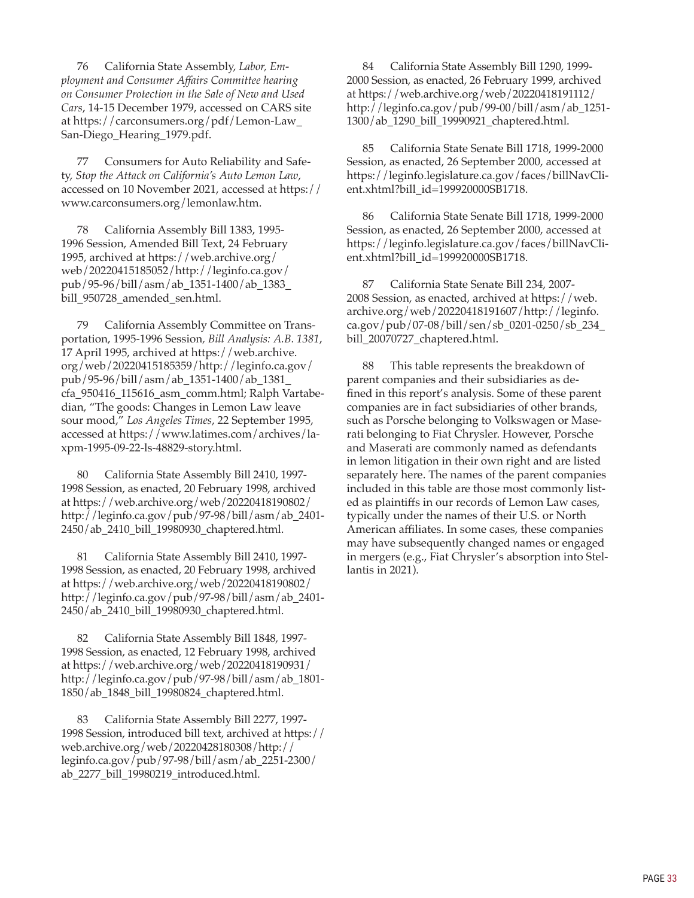76 California State Assembly, *Labor, Employment and Consumer Affairs Committee hearing on Consumer Protection in the Sale of New and Used Cars*, 14-15 December 1979, accessed on CARS site at https://carconsumers.org/pdf/Lemon-Law_San-Diego_Hearing_1979.pdf.

77 Consumers for Auto Reliability and Safety, *Stop the Attack on California's Auto Lemon Law*, accessed on 10 November 2021, accessed at https://www.carconsumers.org/lemonlaw.htm.

78 California Assembly Bill 1383, 1995-1996 Session, Amended Bill Text, 24 February 1995, archived at https://web.archive.org/web/20220415185052/http://leginfo.ca.gov/pub/95-96/bill/asm/ab_1351-1400/ab_1383_bill_950728_amended_sen.html.

79 California Assembly Committee on Transportation, 1995-1996 Session, *Bill Analysis: A.B. 1381*, 17 April 1995, archived at https://web.archive.org/web/20220415185359/http://leginfo.ca.gov/pub/95-96/bill/asm/ab_1351-1400/ab_1381_cfa_950416_115616_asm_comm.html; Ralph Vartabedian, "The goods: Changes in Lemon Law leave sour mood," *Los Angeles Times*, 22 September 1995, accessed at https://www.latimes.com/archives/la-xpm-1995-09-22-ls-48829-story.html.

80 California State Assembly Bill 2410, 1997-1998 Session, as enacted, 20 February 1998, archived at https://web.archive.org/web/20220418190802/http://leginfo.ca.gov/pub/97-98/bill/asm/ab_2401-2450/ab_2410_bill_19980930_chaptered.html.

81 California State Assembly Bill 2410, 1997-1998 Session, as enacted, 20 February 1998, archived at https://web.archive.org/web/20220418190802/http://leginfo.ca.gov/pub/97-98/bill/asm/ab_2401-2450/ab_2410_bill_19980930_chaptered.html.

82 California State Assembly Bill 1848, 1997-1998 Session, as enacted, 12 February 1998, archived at https://web.archive.org/web/20220418190931/http://leginfo.ca.gov/pub/97-98/bill/asm/ab_1801-1850/ab_1848_bill_19980824_chaptered.html.

83 California State Assembly Bill 2277, 1997-1998 Session, introduced bill text, archived at https://web.archive.org/web/20220428180308/http://leginfo.ca.gov/pub/97-98/bill/asm/ab_2251-2300/ab_2277_bill_19980219_introduced.html.

84 California State Assembly Bill 1290, 1999-2000 Session, as enacted, 26 February 1999, archived at https://web.archive.org/web/20220418191112/http://leginfo.ca.gov/pub/99-00/bill/asm/ab_1251-1300/ab_1290_bill_19990921_chaptered.html.

85 California State Senate Bill 1718, 1999-2000 Session, as enacted, 26 September 2000, accessed at https://leginfo.legislature.ca.gov/faces/billNavClient.xhtml?bill_id=199920000SB1718.

86 California State Senate Bill 1718, 1999-2000 Session, as enacted, 26 September 2000, accessed at https://leginfo.legislature.ca.gov/faces/billNavClient.xhtml?bill_id=199920000SB1718.

87 California State Senate Bill 234, 2007-2008 Session, as enacted, archived at https://web.archive.org/web/20220418191607/http://leginfo.ca.gov/pub/07-08/bill/sen/sb_0201-0250/sb_234_bill_20070727_chaptered.html.

88 This table represents the breakdown of parent companies and their subsidiaries as defined in this report's analysis. Some of these parent companies are in fact subsidiaries of other brands, such as Porsche belonging to Volkswagen or Maserati belonging to Fiat Chrysler. However, Porsche and Maserati are commonly named as defendants in lemon litigation in their own right and are listed separately here. The names of the parent companies included in this table are those most commonly listed as plaintiffs in our records of Lemon Law cases, typically under the names of their U.S. or North American affiliates. In some cases, these companies may have subsequently changed names or engaged in mergers (e.g., Fiat Chrysler's absorption into Stellantis in 2021).